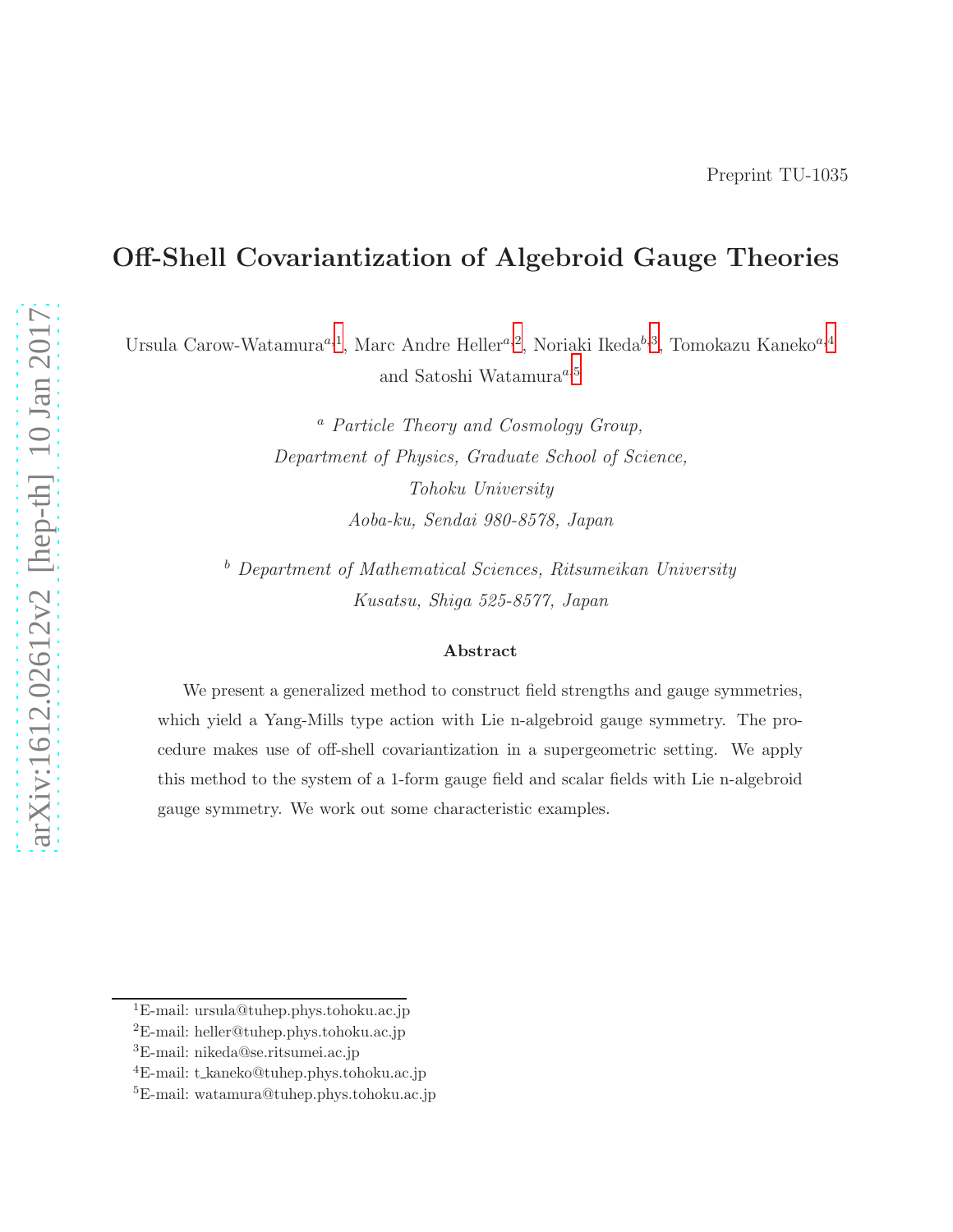Preprint TU-1035

# Off-Shell Covariantization of Algebroid Gauge Theories

Ursula Carow-Watamura[a,1], Marc Andre Heller[a,2], Noriaki Ikeda[b,3], Tomokazu Kaneko[a,4] and Satoshi Watamura[a,5]

[a] *Particle Theory and Cosmology Group,*
*Department of Physics, Graduate School of Science,*
*Tohoku University*
*Aoba-ku, Sendai 980-8578, Japan*

[b] *Department of Mathematical Sciences, Ritsumeikan University*
*Kusatsu, Shiga 525-8577, Japan*

### Abstract

We present a generalized method to construct field strengths and gauge symmetries, which yield a Yang-Mills type action with Lie n-algebroid gauge symmetry. The procedure makes use of off-shell covariantization in a supergeometric setting. We apply this method to the system of a 1-form gauge field and scalar fields with Lie n-algebroid gauge symmetry. We work out some characteristic examples.

---

[1]E-mail: ursula@tuhep.phys.tohoku.ac.jp
[2]E-mail: heller@tuhep.phys.tohoku.ac.jp
[3]E-mail: nikeda@se.ritsumei.ac.jp
[4]E-mail: t_kaneko@tuhep.phys.tohoku.ac.jp
[5]E-mail: watamura@tuhep.phys.tohoku.ac.jp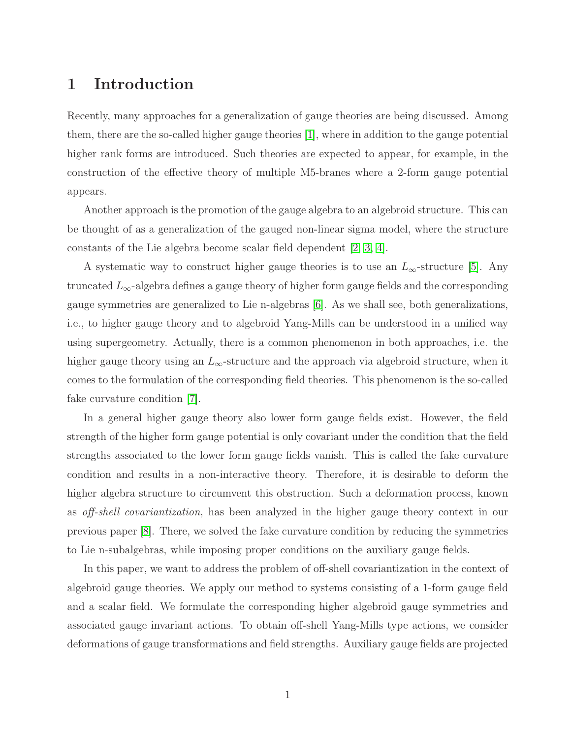# 1 Introduction

Recently, many approaches for a generalization of gauge theories are being discussed. Among them, there are the so-called higher gauge theories [1], where in addition to the gauge potential higher rank forms are introduced. Such theories are expected to appear, for example, in the construction of the effective theory of multiple M5-branes where a 2-form gauge potential appears.

Another approach is the promotion of the gauge algebra to an algebroid structure. This can be thought of as a generalization of the gauged non-linear sigma model, where the structure constants of the Lie algebra become scalar field dependent [2, 3, 4].

A systematic way to construct higher gauge theories is to use an $L_\infty$-structure [5]. Any truncated $L_\infty$-algebra defines a gauge theory of higher form gauge fields and the corresponding gauge symmetries are generalized to Lie n-algebras [6]. As we shall see, both generalizations, i.e., to higher gauge theory and to algebroid Yang-Mills can be understood in a unified way using supergeometry. Actually, there is a common phenomenon in both approaches, i.e. the higher gauge theory using an $L_\infty$-structure and the approach via algebroid structure, when it comes to the formulation of the corresponding field theories. This phenomenon is the so-called fake curvature condition [7].

In a general higher gauge theory also lower form gauge fields exist. However, the field strength of the higher form gauge potential is only covariant under the condition that the field strengths associated to the lower form gauge fields vanish. This is called the fake curvature condition and results in a non-interactive theory. Therefore, it is desirable to deform the higher algebra structure to circumvent this obstruction. Such a deformation process, known as *off-shell covariantization*, has been analyzed in the higher gauge theory context in our previous paper [8]. There, we solved the fake curvature condition by reducing the symmetries to Lie n-subalgebras, while imposing proper conditions on the auxiliary gauge fields.

In this paper, we want to address the problem of off-shell covariantization in the context of algebroid gauge theories. We apply our method to systems consisting of a 1-form gauge field and a scalar field. We formulate the corresponding higher algebroid gauge symmetries and associated gauge invariant actions. To obtain off-shell Yang-Mills type actions, we consider deformations of gauge transformations and field strengths. Auxiliary gauge fields are projected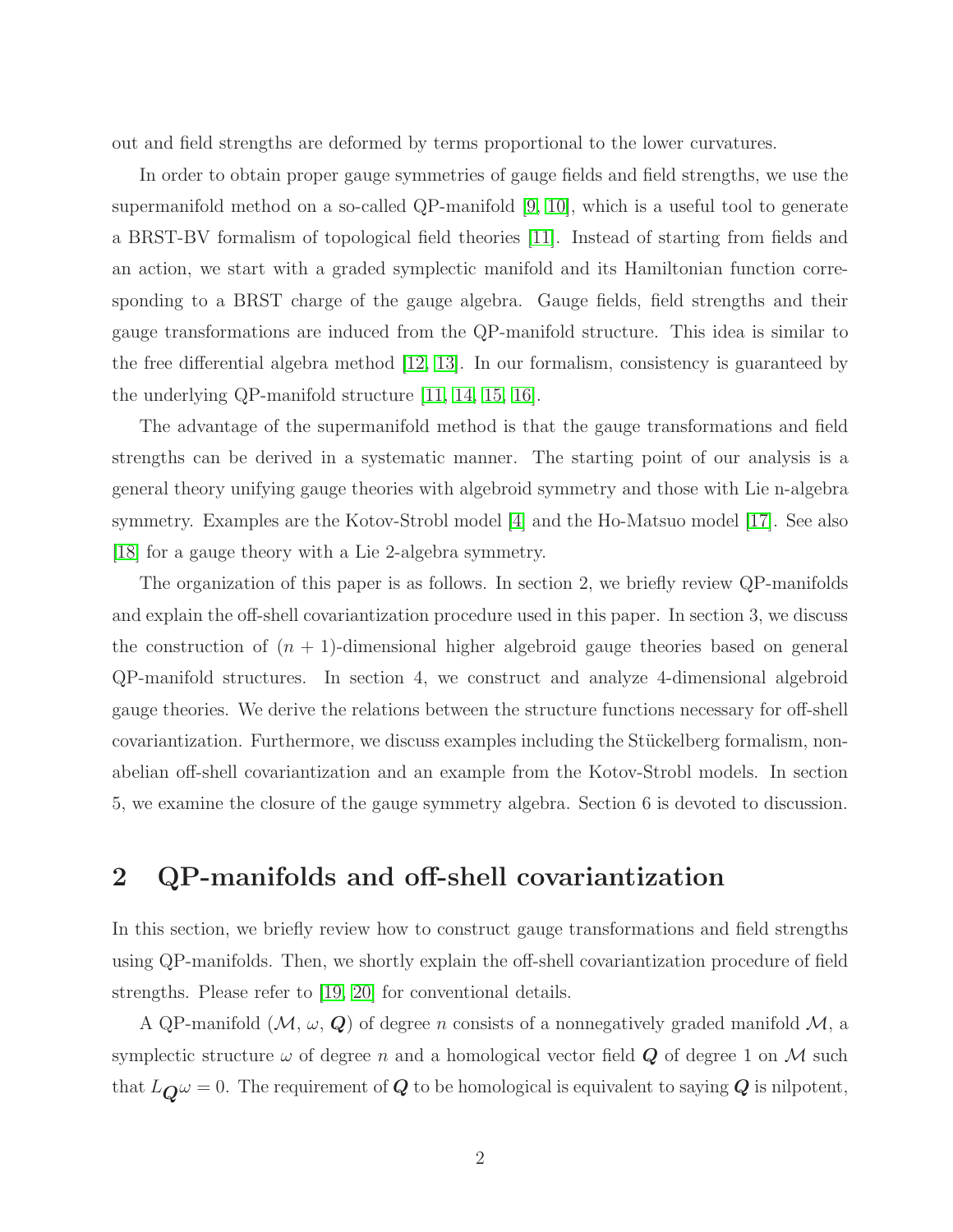out and field strengths are deformed by terms proportional to the lower curvatures.

In order to obtain proper gauge symmetries of gauge fields and field strengths, we use the supermanifold method on a so-called QP-manifold [9, 10], which is a useful tool to generate a BRST-BV formalism of topological field theories [11]. Instead of starting from fields and an action, we start with a graded symplectic manifold and its Hamiltonian function corresponding to a BRST charge of the gauge algebra. Gauge fields, field strengths and their gauge transformations are induced from the QP-manifold structure. This idea is similar to the free differential algebra method [12, 13]. In our formalism, consistency is guaranteed by the underlying QP-manifold structure [11, 14, 15, 16].

The advantage of the supermanifold method is that the gauge transformations and field strengths can be derived in a systematic manner. The starting point of our analysis is a general theory unifying gauge theories with algebroid symmetry and those with Lie n-algebra symmetry. Examples are the Kotov-Strobl model [4] and the Ho-Matsuo model [17]. See also [18] for a gauge theory with a Lie 2-algebra symmetry.

The organization of this paper is as follows. In section 2, we briefly review QP-manifolds and explain the off-shell covariantization procedure used in this paper. In section 3, we discuss the construction of $(n+1)$-dimensional higher algebroid gauge theories based on general QP-manifold structures. In section 4, we construct and analyze 4-dimensional algebroid gauge theories. We derive the relations between the structure functions necessary for off-shell covariantization. Furthermore, we discuss examples including the Stückelberg formalism, non-abelian off-shell covariantization and an example from the Kotov-Strobl models. In section 5, we examine the closure of the gauge symmetry algebra. Section 6 is devoted to discussion.

## 2 QP-manifolds and off-shell covariantization

In this section, we briefly review how to construct gauge transformations and field strengths using QP-manifolds. Then, we shortly explain the off-shell covariantization procedure of field strengths. Please refer to [19, 20] for conventional details.

A QP-manifold $(\mathcal{M}, \omega, \boldsymbol{Q})$ of degree $n$ consists of a nonnegatively graded manifold $\mathcal{M}$, a symplectic structure $\omega$ of degree $n$ and a homological vector field $\boldsymbol{Q}$ of degree 1 on $\mathcal{M}$ such that $L_{\boldsymbol{Q}}\omega = 0$. The requirement of $\boldsymbol{Q}$ to be homological is equivalent to saying $\boldsymbol{Q}$ is nilpotent,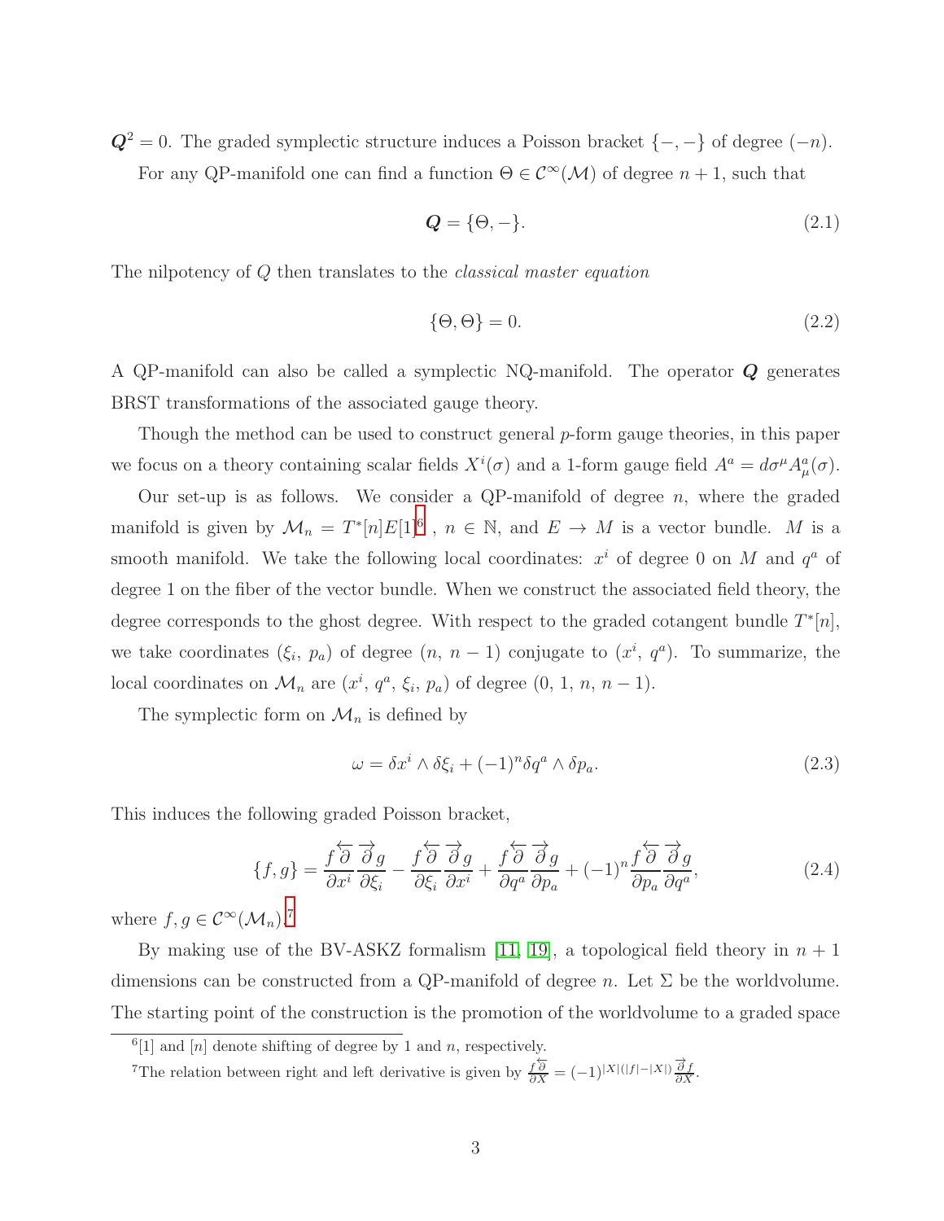$\boldsymbol{Q}^2 = 0$. The graded symplectic structure induces a Poisson bracket $\{-,-\}$ of degree $(-n)$.

For any QP-manifold one can find a function $\Theta \in \mathcal{C}^\infty(\mathcal{M})$ of degree $n+1$, such that

$$\boldsymbol{Q} = \{\Theta, -\}. \tag{2.1}$$

The nilpotency of $Q$ then translates to the *classical master equation*

$$\{\Theta, \Theta\} = 0. \tag{2.2}$$

A QP-manifold can also be called a symplectic NQ-manifold. The operator $\boldsymbol{Q}$ generates BRST transformations of the associated gauge theory.

Though the method can be used to construct general $p$-form gauge theories, in this paper we focus on a theory containing scalar fields $X^i(\sigma)$ and a 1-form gauge field $A^a = d\sigma^\mu A^a_\mu(\sigma)$.

Our set-up is as follows. We consider a QP-manifold of degree $n$, where the graded manifold is given by $\mathcal{M}_n = T^*[n]E[1]$[6] , $n \in \mathbb{N}$, and $E \to M$ is a vector bundle. $M$ is a smooth manifold. We take the following local coordinates: $x^i$ of degree 0 on $M$ and $q^a$ of degree 1 on the fiber of the vector bundle. When we construct the associated field theory, the degree corresponds to the ghost degree. With respect to the graded cotangent bundle $T^*[n]$, we take coordinates $(\xi_i,\ p_a)$ of degree $(n,\ n-1)$ conjugate to $(x^i,\ q^a)$. To summarize, the local coordinates on $\mathcal{M}_n$ are $(x^i,\ q^a,\ \xi_i,\ p_a)$ of degree $(0,\ 1,\ n,\ n-1)$.

The symplectic form on $\mathcal{M}_n$ is defined by

$$\omega = \delta x^i \wedge \delta \xi_i + (-1)^n \delta q^a \wedge \delta p_a. \tag{2.3}$$

This induces the following graded Poisson bracket,

$$\{f, g\} = \frac{f\overleftarrow{\partial}}{\partial x^i}\frac{\overrightarrow{\partial} g}{\partial \xi_i} - \frac{f\overleftarrow{\partial}}{\partial \xi_i}\frac{\overrightarrow{\partial} g}{\partial x^i} + \frac{f\overleftarrow{\partial}}{\partial q^a}\frac{\overrightarrow{\partial} g}{\partial p_a} + (-1)^n \frac{f\overleftarrow{\partial}}{\partial p_a}\frac{\overrightarrow{\partial} g}{\partial q^a}, \tag{2.4}$$

where $f, g \in \mathcal{C}^\infty(\mathcal{M}_n)$.[7]

By making use of the BV-ASKZ formalism [11, 19], a topological field theory in $n+1$ dimensions can be constructed from a QP-manifold of degree $n$. Let $\Sigma$ be the worldvolume. The starting point of the construction is the promotion of the worldvolume to a graded space

---

[6] [1] and $[n]$ denote shifting of degree by 1 and $n$, respectively.

[7] The relation between right and left derivative is given by $\frac{f\overleftarrow{\partial}}{\partial X} = (-1)^{|X|(|f|-|X|)}\frac{\overrightarrow{\partial} f}{\partial X}$.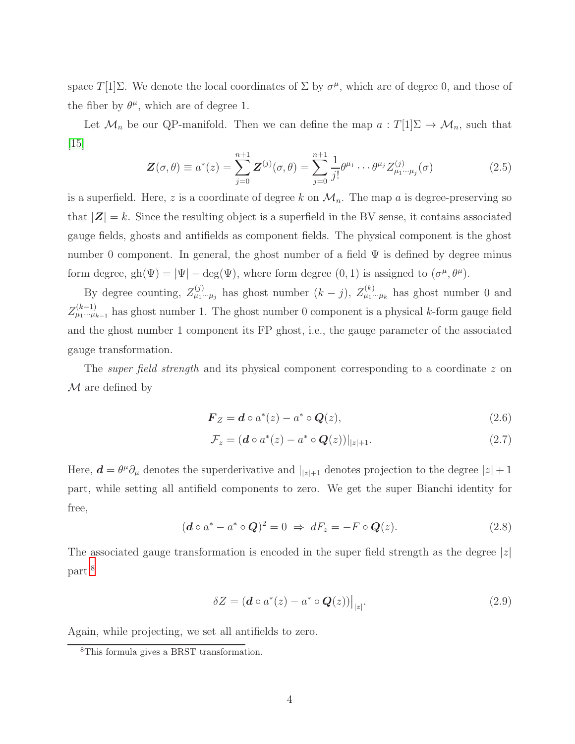space $T[1]\Sigma$. We denote the local coordinates of $\Sigma$ by $\sigma^\mu$, which are of degree 0, and those of the fiber by $\theta^\mu$, which are of degree 1.

Let $\mathcal{M}_n$ be our QP-manifold. Then we can define the map $a : T[1]\Sigma \to \mathcal{M}_n$, such that [15]

$$
\boldsymbol{Z}(\sigma,\theta) \equiv a^*(z) = \sum_{j=0}^{n+1} \boldsymbol{Z}^{(j)}(\sigma,\theta) = \sum_{j=0}^{n+1} \frac{1}{j!}\theta^{\mu_1}\cdots\theta^{\mu_j} Z^{(j)}_{\mu_1\cdots\mu_j}(\sigma) \tag{2.5}
$$

is a superfield. Here, $z$ is a coordinate of degree $k$ on $\mathcal{M}_n$. The map $a$ is degree-preserving so that $|\boldsymbol{Z}| = k$. Since the resulting object is a superfield in the BV sense, it contains associated gauge fields, ghosts and antifields as component fields. The physical component is the ghost number 0 component. In general, the ghost number of a field $\Psi$ is defined by degree minus form degree, $\mathrm{gh}(\Psi) = |\Psi| - \deg(\Psi)$, where form degree $(0, 1)$ is assigned to $(\sigma^\mu, \theta^\mu)$.

By degree counting, $Z^{(j)}_{\mu_1\cdots\mu_j}$ has ghost number $(k-j)$, $Z^{(k)}_{\mu_1\cdots\mu_k}$ has ghost number 0 and $Z^{(k-1)}_{\mu_1\cdots\mu_{k-1}}$ has ghost number 1. The ghost number 0 component is a physical $k$-form gauge field and the ghost number 1 component its FP ghost, i.e., the gauge parameter of the associated gauge transformation.

The *super field strength* and its physical component corresponding to a coordinate $z$ on $\mathcal{M}$ are defined by

$$
\boldsymbol{F}_Z = \boldsymbol{d} \circ a^*(z) - a^* \circ \boldsymbol{Q}(z), \tag{2.6}
$$

$$
\mathcal{F}_z = (\boldsymbol{d} \circ a^*(z) - a^* \circ \boldsymbol{Q}(z))|_{|z|+1}. \tag{2.7}
$$

Here, $\boldsymbol{d} = \theta^\mu \partial_\mu$ denotes the superderivative and $|_{|z|+1}$ denotes projection to the degree $|z|+1$ part, while setting all antifield components to zero. We get the super Bianchi identity for free,

$$
(\boldsymbol{d} \circ a^* - a^* \circ \boldsymbol{Q})^2 = 0 \;\Rightarrow\; dF_z = -F \circ \boldsymbol{Q}(z). \tag{2.8}
$$

The associated gauge transformation is encoded in the super field strength as the degree $|z|$ part.[8]

$$
\delta Z = (\boldsymbol{d} \circ a^*(z) - a^* \circ \boldsymbol{Q}(z))\big|_{|z|}. \tag{2.9}
$$

Again, while projecting, we set all antifields to zero.

[8] This formula gives a BRST transformation.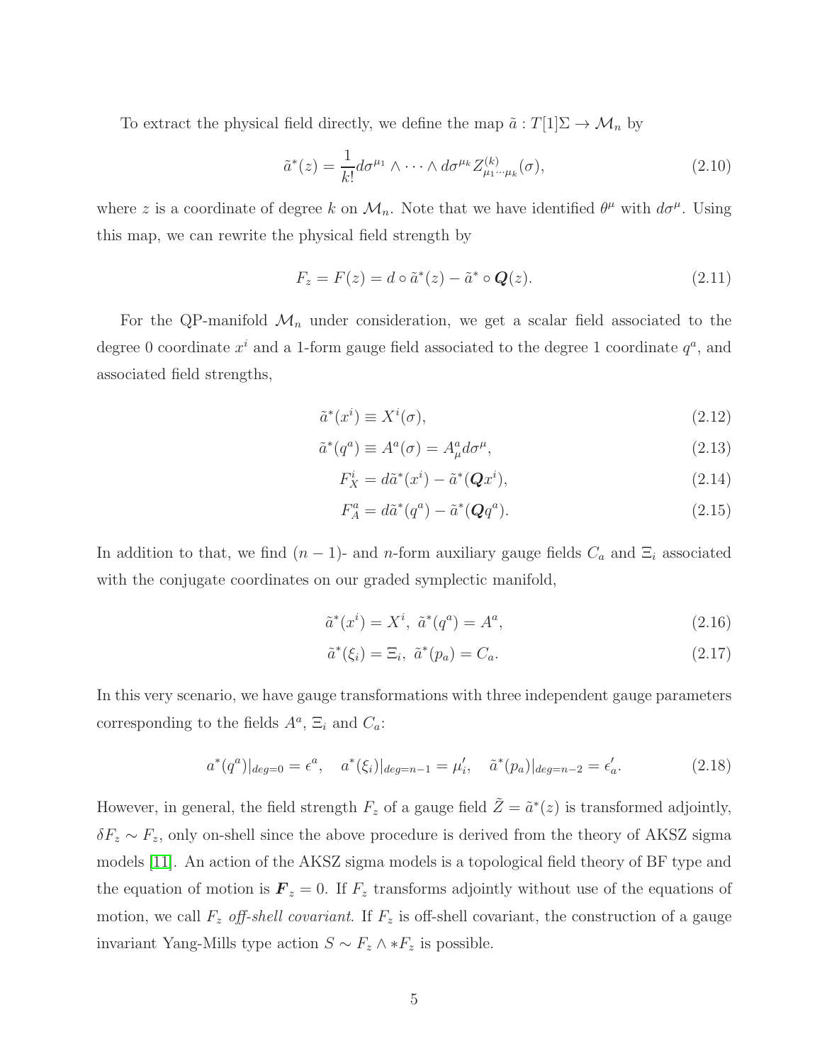To extract the physical field directly, we define the map $\tilde{a} : T[1]\Sigma \to \mathcal{M}_n$ by

$$\tilde{a}^*(z) = \frac{1}{k!} d\sigma^{\mu_1} \wedge \cdots \wedge d\sigma^{\mu_k} Z^{(k)}_{\mu_1 \cdots \mu_k}(\sigma), \tag{2.10}$$

where $z$ is a coordinate of degree $k$ on $\mathcal{M}_n$. Note that we have identified $\theta^\mu$ with $d\sigma^\mu$. Using this map, we can rewrite the physical field strength by

$$F_z = F(z) = d \circ \tilde{a}^*(z) - \tilde{a}^* \circ \boldsymbol{Q}(z). \tag{2.11}$$

For the QP-manifold $\mathcal{M}_n$ under consideration, we get a scalar field associated to the degree 0 coordinate $x^i$ and a 1-form gauge field associated to the degree 1 coordinate $q^a$, and associated field strengths,

$$\tilde{a}^*(x^i) \equiv X^i(\sigma), \tag{2.12}$$

$$\tilde{a}^*(q^a) \equiv A^a(\sigma) = A^a_\mu d\sigma^\mu, \tag{2.13}$$

$$F^i_X = d\tilde{a}^*(x^i) - \tilde{a}^*(\boldsymbol{Q}x^i), \tag{2.14}$$

$$F^a_A = d\tilde{a}^*(q^a) - \tilde{a}^*(\boldsymbol{Q}q^a). \tag{2.15}$$

In addition to that, we find $(n-1)$- and $n$-form auxiliary gauge fields $C_a$ and $\Xi_i$ associated with the conjugate coordinates on our graded symplectic manifold,

$$\tilde{a}^*(x^i) = X^i, \ \tilde{a}^*(q^a) = A^a, \tag{2.16}$$

$$\tilde{a}^*(\xi_i) = \Xi_i, \ \tilde{a}^*(p_a) = C_a. \tag{2.17}$$

In this very scenario, we have gauge transformations with three independent gauge parameters corresponding to the fields $A^a$, $\Xi_i$ and $C_a$:

$$a^*(q^a)|_{deg=0} = \epsilon^a, \quad a^*(\xi_i)|_{deg=n-1} = \mu'_i, \quad \tilde{a}^*(p_a)|_{deg=n-2} = \epsilon'_a. \tag{2.18}$$

However, in general, the field strength $F_z$ of a gauge field $\tilde{Z} = \tilde{a}^*(z)$ is transformed adjointly, $\delta F_z \sim F_z$, only on-shell since the above procedure is derived from the theory of AKSZ sigma models [11]. An action of the AKSZ sigma models is a topological field theory of BF type and the equation of motion is $\boldsymbol{F}_z = 0$. If $F_z$ transforms adjointly without use of the equations of motion, we call $F_z$ *off-shell covariant*. If $F_z$ is off-shell covariant, the construction of a gauge invariant Yang-Mills type action $S \sim F_z \wedge *F_z$ is possible.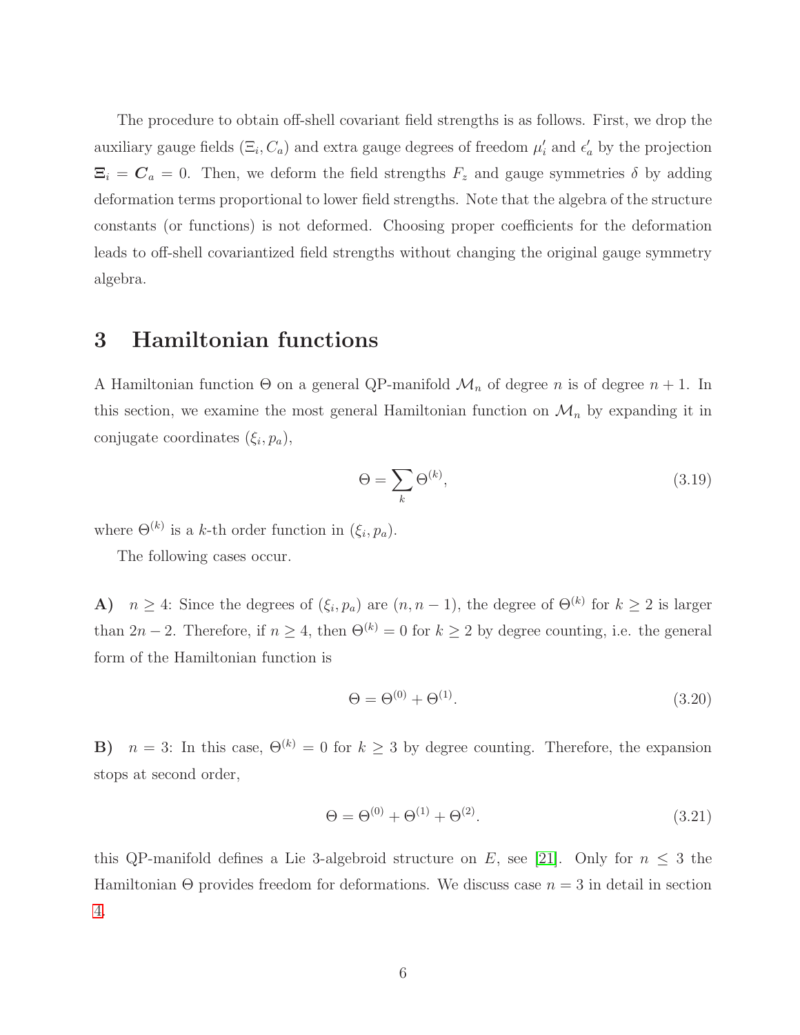The procedure to obtain off-shell covariant field strengths is as follows. First, we drop the auxiliary gauge fields $(\Xi_i, C_a)$ and extra gauge degrees of freedom $\mu'_i$ and $\epsilon'_a$ by the projection $\boldsymbol{\Xi}_i = \boldsymbol{C}_a = 0$. Then, we deform the field strengths $F_z$ and gauge symmetries $\delta$ by adding deformation terms proportional to lower field strengths. Note that the algebra of the structure constants (or functions) is not deformed. Choosing proper coefficients for the deformation leads to off-shell covariantized field strengths without changing the original gauge symmetry algebra.

# 3 Hamiltonian functions

A Hamiltonian function $\Theta$ on a general QP-manifold $\mathcal{M}_n$ of degree $n$ is of degree $n+1$. In this section, we examine the most general Hamiltonian function on $\mathcal{M}_n$ by expanding it in conjugate coordinates $(\xi_i, p_a)$,

$$\Theta = \sum_k \Theta^{(k)}, \tag{3.19}$$

where $\Theta^{(k)}$ is a $k$-th order function in $(\xi_i, p_a)$.

The following cases occur.

**A)** $n \geq 4$: Since the degrees of $(\xi_i, p_a)$ are $(n, n-1)$, the degree of $\Theta^{(k)}$ for $k \geq 2$ is larger than $2n-2$. Therefore, if $n \geq 4$, then $\Theta^{(k)} = 0$ for $k \geq 2$ by degree counting, i.e. the general form of the Hamiltonian function is

$$\Theta = \Theta^{(0)} + \Theta^{(1)}. \tag{3.20}$$

**B)** $n = 3$: In this case, $\Theta^{(k)} = 0$ for $k \geq 3$ by degree counting. Therefore, the expansion stops at second order,

$$\Theta = \Theta^{(0)} + \Theta^{(1)} + \Theta^{(2)}. \tag{3.21}$$

this QP-manifold defines a Lie 3-algebroid structure on $E$, see [21]. Only for $n \leq 3$ the Hamiltonian $\Theta$ provides freedom for deformations. We discuss case $n = 3$ in detail in section 4.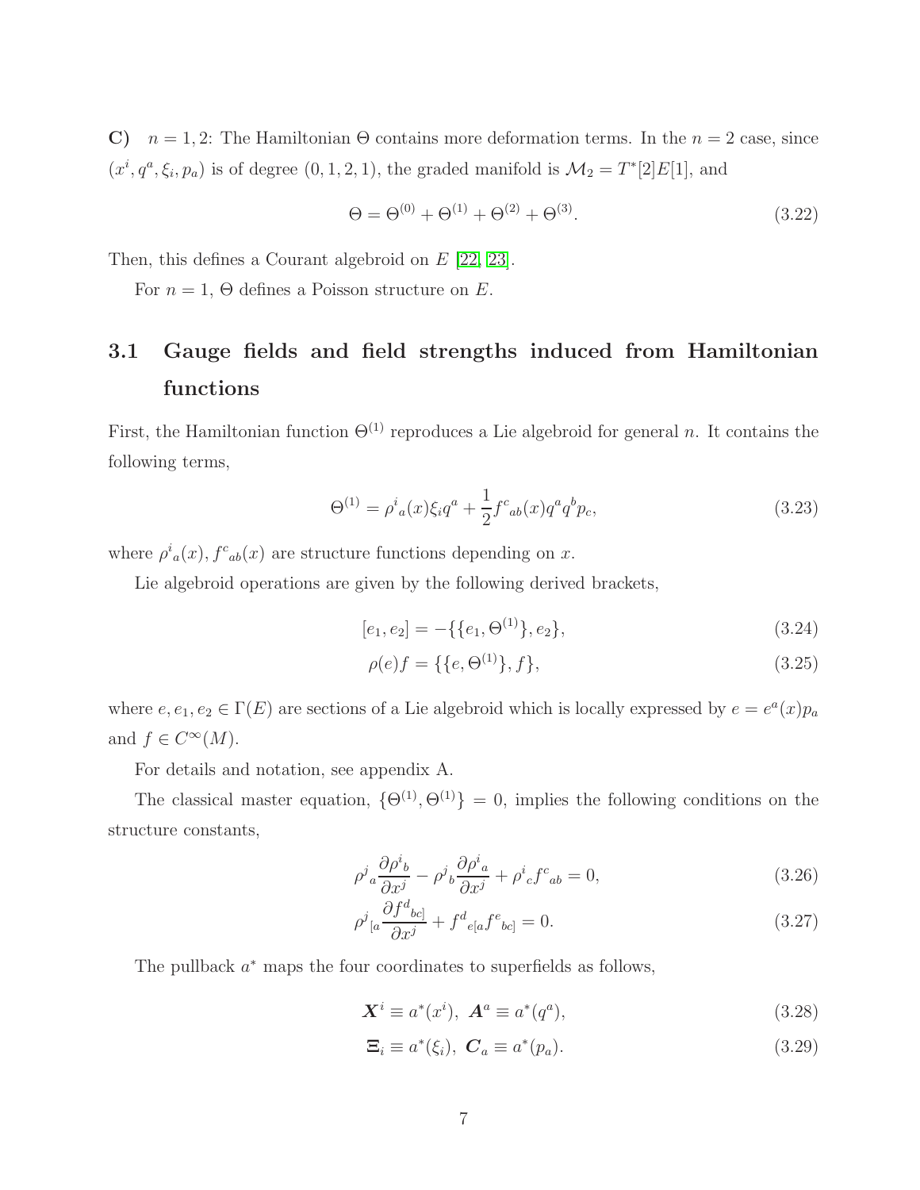**C)** $n = 1, 2$: The Hamiltonian $\Theta$ contains more deformation terms. In the $n = 2$ case, since $(x^i, q^a, \xi_i, p_a)$ is of degree $(0, 1, 2, 1)$, the graded manifold is $\mathcal{M}_2 = T^*[2]E[1]$, and

$$\Theta = \Theta^{(0)} + \Theta^{(1)} + \Theta^{(2)} + \Theta^{(3)}. \tag{3.22}$$

Then, this defines a Courant algebroid on $E$ [22, 23].

For $n = 1$, $\Theta$ defines a Poisson structure on $E$.

## 3.1 Gauge fields and field strengths induced from Hamiltonian functions

First, the Hamiltonian function $\Theta^{(1)}$ reproduces a Lie algebroid for general $n$. It contains the following terms,

$$\Theta^{(1)} = \rho^i{}_a(x)\xi_i q^a + \frac{1}{2} f^c{}_{ab}(x) q^a q^b p_c, \tag{3.23}$$

where $\rho^i{}_a(x), f^c{}_{ab}(x)$ are structure functions depending on $x$.

Lie algebroid operations are given by the following derived brackets,

$$[e_1, e_2] = -\{\{e_1, \Theta^{(1)}\}, e_2\}, \tag{3.24}$$

$$\rho(e)f = \{\{e, \Theta^{(1)}\}, f\}, \tag{3.25}$$

where $e, e_1, e_2 \in \Gamma(E)$ are sections of a Lie algebroid which is locally expressed by $e = e^a(x)p_a$ and $f \in C^\infty(M)$.

For details and notation, see appendix A.

The classical master equation, $\{\Theta^{(1)}, \Theta^{(1)}\} = 0$, implies the following conditions on the structure constants,

$$\rho^j{}_a \frac{\partial \rho^i{}_b}{\partial x^j} - \rho^j{}_b \frac{\partial \rho^i{}_a}{\partial x^j} + \rho^i{}_c f^c{}_{ab} = 0, \tag{3.26}$$

$$\rho^j{}_{[a} \frac{\partial f^d{}_{bc]}}{\partial x^j} + f^d{}_{e[a} f^e{}_{bc]} = 0. \tag{3.27}$$

The pullback $a^*$ maps the four coordinates to superfields as follows,

$$\boldsymbol{X}^i \equiv a^*(x^i), \ \boldsymbol{A}^a \equiv a^*(q^a), \tag{3.28}$$

$$\boldsymbol{\Xi}_i \equiv a^*(\xi_i), \ \boldsymbol{C}_a \equiv a^*(p_a). \tag{3.29}$$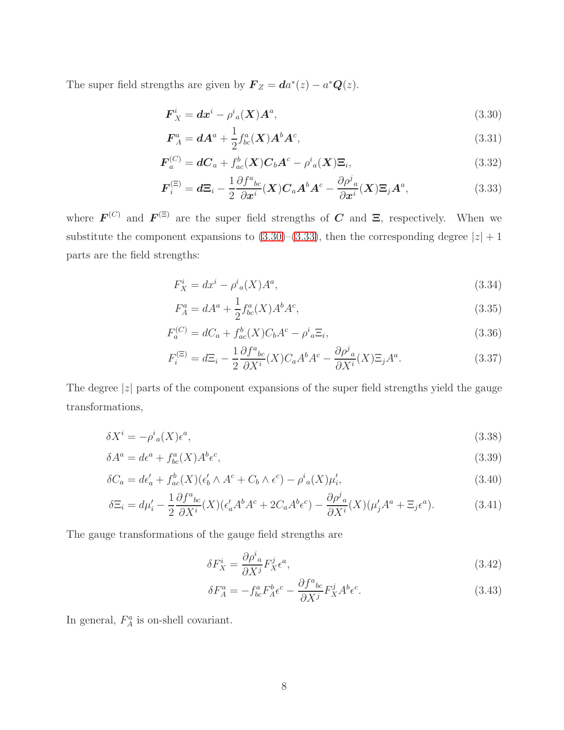The super field strengths are given by $\boldsymbol{F}_Z = \boldsymbol{d}a^*(z) - a^*\boldsymbol{Q}(z)$.

$$\boldsymbol{F}_X^i = \boldsymbol{d}\boldsymbol{x}^i - \rho^i{}_a(\boldsymbol{X})\boldsymbol{A}^a, \tag{3.30}$$

$$\boldsymbol{F}_A^a = \boldsymbol{d}\boldsymbol{A}^a + \frac{1}{2}f^a_{bc}(\boldsymbol{X})\boldsymbol{A}^b\boldsymbol{A}^c, \tag{3.31}$$

$$\boldsymbol{F}_a^{(C)} = \boldsymbol{d}\boldsymbol{C}_a + f^b_{ac}(\boldsymbol{X})\boldsymbol{C}_b\boldsymbol{A}^c - \rho^i{}_a(\boldsymbol{X})\boldsymbol{\Xi}_i, \tag{3.32}$$

$$\boldsymbol{F}_i^{(\Xi)} = \boldsymbol{d}\boldsymbol{\Xi}_i - \frac{1}{2}\frac{\partial f^a{}_{bc}}{\partial \boldsymbol{x}^i}(\boldsymbol{X})\boldsymbol{C}_a\boldsymbol{A}^b\boldsymbol{A}^c - \frac{\partial \rho^j{}_a}{\partial \boldsymbol{x}^i}(\boldsymbol{X})\boldsymbol{\Xi}_j\boldsymbol{A}^a, \tag{3.33}$$

where $\boldsymbol{F}^{(C)}$ and $\boldsymbol{F}^{(\Xi)}$ are the super field strengths of $\boldsymbol{C}$ and $\boldsymbol{\Xi}$, respectively. When we substitute the component expansions to (3.30)–(3.33), then the corresponding degree $|z|+1$ parts are the field strengths:

$$F_X^i = dx^i - \rho^i{}_a(X)A^a, \tag{3.34}$$

$$F_A^a = dA^a + \frac{1}{2}f^a_{bc}(X)A^bA^c, \tag{3.35}$$

$$F_a^{(C)} = dC_a + f^b_{ac}(X)C_bA^c - \rho^i{}_a\Xi_i, \tag{3.36}$$

$$F_i^{(\Xi)} = d\Xi_i - \frac{1}{2}\frac{\partial f^a{}_{bc}}{\partial X^i}(X)C_aA^bA^c - \frac{\partial \rho^j{}_a}{\partial X^i}(X)\Xi_jA^a. \tag{3.37}$$

The degree $|z|$ parts of the component expansions of the super field strengths yield the gauge transformations,

$$\delta X^i = -\rho^i{}_a(X)\epsilon^a, \tag{3.38}$$

$$\delta A^a = d\epsilon^a + f^a_{bc}(X)A^b\epsilon^c, \tag{3.39}$$

$$\delta C_a = d\epsilon'_a + f^b_{ac}(X)(\epsilon'_b \wedge A^c + C_b \wedge \epsilon^c) - \rho^i{}_a(X)\mu'_i, \tag{3.40}$$

$$\delta \Xi_i = d\mu'_i - \frac{1}{2}\frac{\partial f^a{}_{bc}}{\partial X^i}(X)(\epsilon'_aA^bA^c + 2C_aA^b\epsilon^c) - \frac{\partial \rho^j{}_a}{\partial X^i}(X)(\mu'_jA^a + \Xi_j\epsilon^a). \tag{3.41}$$

The gauge transformations of the gauge field strengths are

$$\delta F_X^i = \frac{\partial \rho^i{}_a}{\partial X^j}F_X^j\epsilon^a, \tag{3.42}$$

$$\delta F_A^a = -f^a_{bc}F_A^b\epsilon^c - \frac{\partial f^a{}_{bc}}{\partial X^j}F_X^jA^b\epsilon^c. \tag{3.43}$$

In general, $F_A^a$ is on-shell covariant.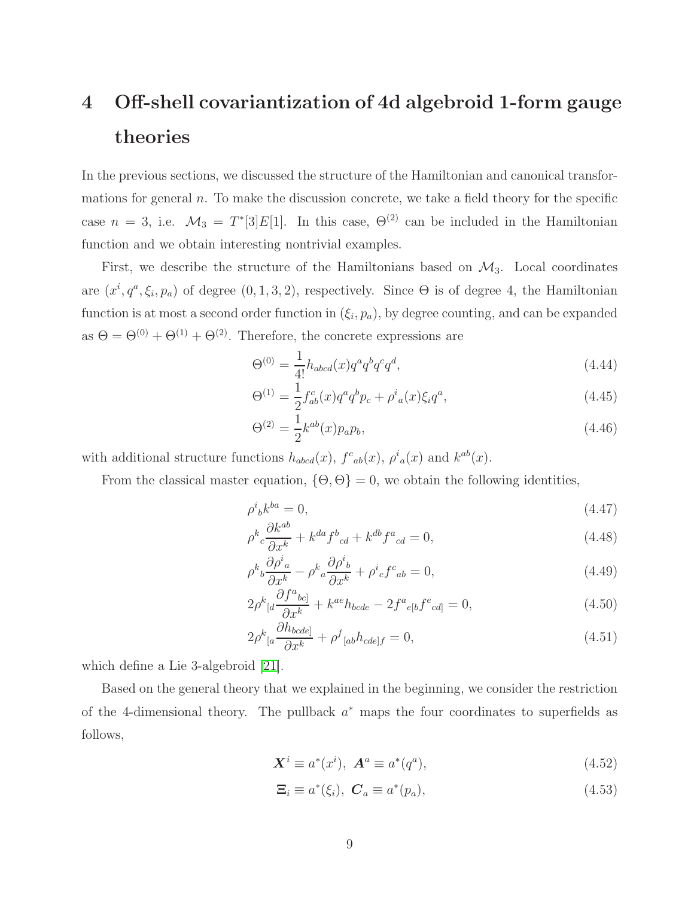# 4 Off-shell covariantization of 4d algebroid 1-form gauge theories

In the previous sections, we discussed the structure of the Hamiltonian and canonical transformations for general $n$. To make the discussion concrete, we take a field theory for the specific case $n = 3$, i.e. $\mathcal{M}_3 = T^*[3]E[1]$. In this case, $\Theta^{(2)}$ can be included in the Hamiltonian function and we obtain interesting nontrivial examples.

First, we describe the structure of the Hamiltonians based on $\mathcal{M}_3$. Local coordinates are $(x^i, q^a, \xi_i, p_a)$ of degree $(0, 1, 3, 2)$, respectively. Since $\Theta$ is of degree 4, the Hamiltonian function is at most a second order function in $(\xi_i, p_a)$, by degree counting, and can be expanded as $\Theta = \Theta^{(0)} + \Theta^{(1)} + \Theta^{(2)}$. Therefore, the concrete expressions are

$$\Theta^{(0)} = \frac{1}{4!} h_{abcd}(x) q^a q^b q^c q^d, \tag{4.44}$$

$$\Theta^{(1)} = \frac{1}{2} f^c_{ab}(x) q^a q^b p_c + \rho^i{}_a(x) \xi_i q^a, \tag{4.45}$$

$$\Theta^{(2)} = \frac{1}{2} k^{ab}(x) p_a p_b, \tag{4.46}$$

with additional structure functions $h_{abcd}(x)$, $f^c{}_{ab}(x)$, $\rho^i{}_a(x)$ and $k^{ab}(x)$.

From the classical master equation, $\{\Theta, \Theta\} = 0$, we obtain the following identities,

$$\rho^i{}_b k^{ba} = 0, \tag{4.47}$$

$$\rho^k{}_c \frac{\partial k^{ab}}{\partial x^k} + k^{da} f^b{}_{cd} + k^{db} f^a{}_{cd} = 0, \tag{4.48}$$

$$\rho^k{}_b \frac{\partial \rho^i{}_a}{\partial x^k} - \rho^k{}_a \frac{\partial \rho^i{}_b}{\partial x^k} + \rho^i{}_c f^c{}_{ab} = 0, \tag{4.49}$$

$$2\rho^k{}_{[d} \frac{\partial f^a{}_{bc]}}{\partial x^k} + k^{ae} h_{bcde} - 2 f^a{}_{e[b} f^e{}_{cd]} = 0, \tag{4.50}$$

$$2\rho^k{}_{[a} \frac{\partial h_{bcde]}}{\partial x^k} + \rho^f{}_{[ab} h_{cde]f} = 0, \tag{4.51}$$

which define a Lie 3-algebroid [21].

Based on the general theory that we explained in the beginning, we consider the restriction of the 4-dimensional theory. The pullback $a^*$ maps the four coordinates to superfields as follows,

$$\boldsymbol{X}^i \equiv a^*(x^i), \ \boldsymbol{A}^a \equiv a^*(q^a), \tag{4.52}$$

$$\boldsymbol{\Xi}_i \equiv a^*(\xi_i), \ \boldsymbol{C}_a \equiv a^*(p_a), \tag{4.53}$$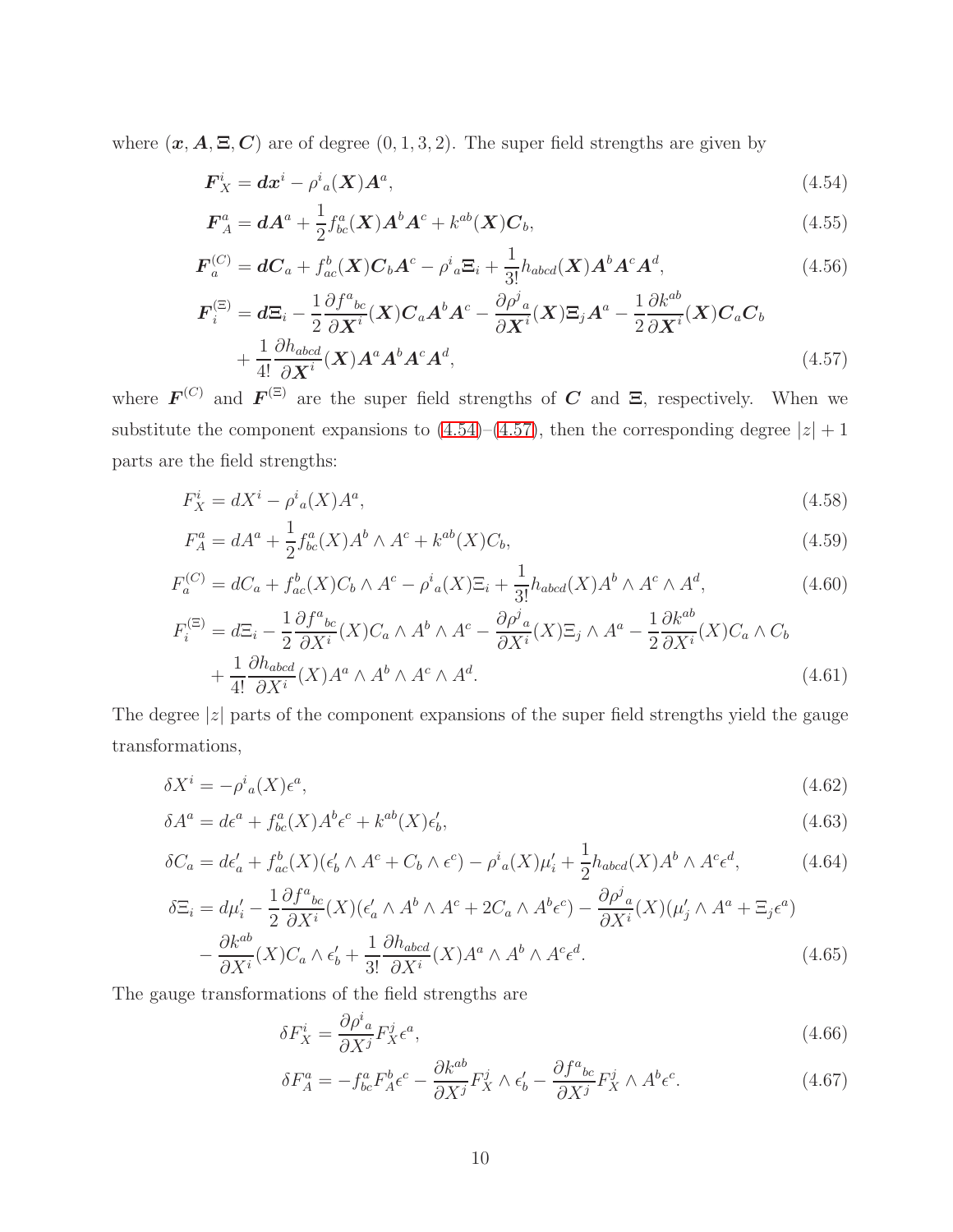where $(\boldsymbol{x}, \boldsymbol{A}, \Xi, \boldsymbol{C})$ are of degree $(0, 1, 3, 2)$. The super field strengths are given by

$$\boldsymbol{F}_X^i = \boldsymbol{d}\boldsymbol{x}^i - \rho^i{}_a(\boldsymbol{X})\boldsymbol{A}^a, \tag{4.54}$$

$$\boldsymbol{F}_A^a = \boldsymbol{d}\boldsymbol{A}^a + \frac{1}{2}f^a_{bc}(\boldsymbol{X})\boldsymbol{A}^b\boldsymbol{A}^c + k^{ab}(\boldsymbol{X})\boldsymbol{C}_b, \tag{4.55}$$

$$\boldsymbol{F}_a^{(C)} = \boldsymbol{d}\boldsymbol{C}_a + f^b_{ac}(\boldsymbol{X})\boldsymbol{C}_b\boldsymbol{A}^c - \rho^i{}_a\boldsymbol{\Xi}_i + \frac{1}{3!}h_{abcd}(\boldsymbol{X})\boldsymbol{A}^b\boldsymbol{A}^c\boldsymbol{A}^d, \tag{4.56}$$

$$\begin{aligned}\boldsymbol{F}_i^{(\Xi)} = \boldsymbol{d}\boldsymbol{\Xi}_i &- \frac{1}{2}\frac{\partial f^a{}_{bc}}{\partial \boldsymbol{X}^i}(\boldsymbol{X})\boldsymbol{C}_a\boldsymbol{A}^b\boldsymbol{A}^c - \frac{\partial \rho^j{}_a}{\partial \boldsymbol{X}^i}(\boldsymbol{X})\boldsymbol{\Xi}_j\boldsymbol{A}^a - \frac{1}{2}\frac{\partial k^{ab}}{\partial \boldsymbol{X}^i}(\boldsymbol{X})\boldsymbol{C}_a\boldsymbol{C}_b \\ &+ \frac{1}{4!}\frac{\partial h_{abcd}}{\partial \boldsymbol{X}^i}(\boldsymbol{X})\boldsymbol{A}^a\boldsymbol{A}^b\boldsymbol{A}^c\boldsymbol{A}^d,\end{aligned} \tag{4.57}$$

where $\boldsymbol{F}^{(C)}$ and $\boldsymbol{F}^{(\Xi)}$ are the super field strengths of $\boldsymbol{C}$ and $\Xi$, respectively. When we substitute the component expansions to (4.54)–(4.57), then the corresponding degree $|z| + 1$ parts are the field strengths:

$$F_X^i = dX^i - \rho^i{}_a(X)A^a, \tag{4.58}$$

$$F_A^a = dA^a + \frac{1}{2}f^a_{bc}(X)A^b \wedge A^c + k^{ab}(X)C_b, \tag{4.59}$$

$$F_a^{(C)} = dC_a + f^b_{ac}(X)C_b \wedge A^c - \rho^i{}_a(X)\Xi_i + \frac{1}{3!}h_{abcd}(X)A^b \wedge A^c \wedge A^d, \tag{4.60}$$

$$\begin{aligned}F_i^{(\Xi)} = d\Xi_i &- \frac{1}{2}\frac{\partial f^a{}_{bc}}{\partial X^i}(X)C_a \wedge A^b \wedge A^c - \frac{\partial \rho^j{}_a}{\partial X^i}(X)\Xi_j \wedge A^a - \frac{1}{2}\frac{\partial k^{ab}}{\partial X^i}(X)C_a \wedge C_b \\ &+ \frac{1}{4!}\frac{\partial h_{abcd}}{\partial X^i}(X)A^a \wedge A^b \wedge A^c \wedge A^d.\end{aligned} \tag{4.61}$$

The degree $|z|$ parts of the component expansions of the super field strengths yield the gauge transformations,

$$\delta X^i = -\rho^i{}_a(X)\epsilon^a, \tag{4.62}$$

$$\delta A^a = d\epsilon^a + f^a_{bc}(X)A^b\epsilon^c + k^{ab}(X)\epsilon'_b, \tag{4.63}$$

$$\delta C_a = d\epsilon'_a + f^b_{ac}(X)(\epsilon'_b \wedge A^c + C_b \wedge \epsilon^c) - \rho^i{}_a(X)\mu'_i + \frac{1}{2}h_{abcd}(X)A^b \wedge A^c\epsilon^d, \tag{4.64}$$

$$\begin{aligned}\delta\Xi_i = d\mu'_i &- \frac{1}{2}\frac{\partial f^a{}_{bc}}{\partial X^i}(X)(\epsilon'_a \wedge A^b \wedge A^c + 2C_a \wedge A^b\epsilon^c) - \frac{\partial \rho^j{}_a}{\partial X^i}(X)(\mu'_j \wedge A^a + \Xi_j\epsilon^a) \\ &- \frac{\partial k^{ab}}{\partial X^i}(X)C_a \wedge \epsilon'_b + \frac{1}{3!}\frac{\partial h_{abcd}}{\partial X^i}(X)A^a \wedge A^b \wedge A^c\epsilon^d.\end{aligned} \tag{4.65}$$

The gauge transformations of the field strengths are

$$\delta F_X^i = \frac{\partial \rho^i{}_a}{\partial X^j}F_X^j\epsilon^a, \tag{4.66}$$

$$\delta F_A^a = -f^a_{bc}F_A^b\epsilon^c - \frac{\partial k^{ab}}{\partial X^j}F_X^j \wedge \epsilon'_b - \frac{\partial f^a{}_{bc}}{\partial X^j}F_X^j \wedge A^b\epsilon^c. \tag{4.67}$$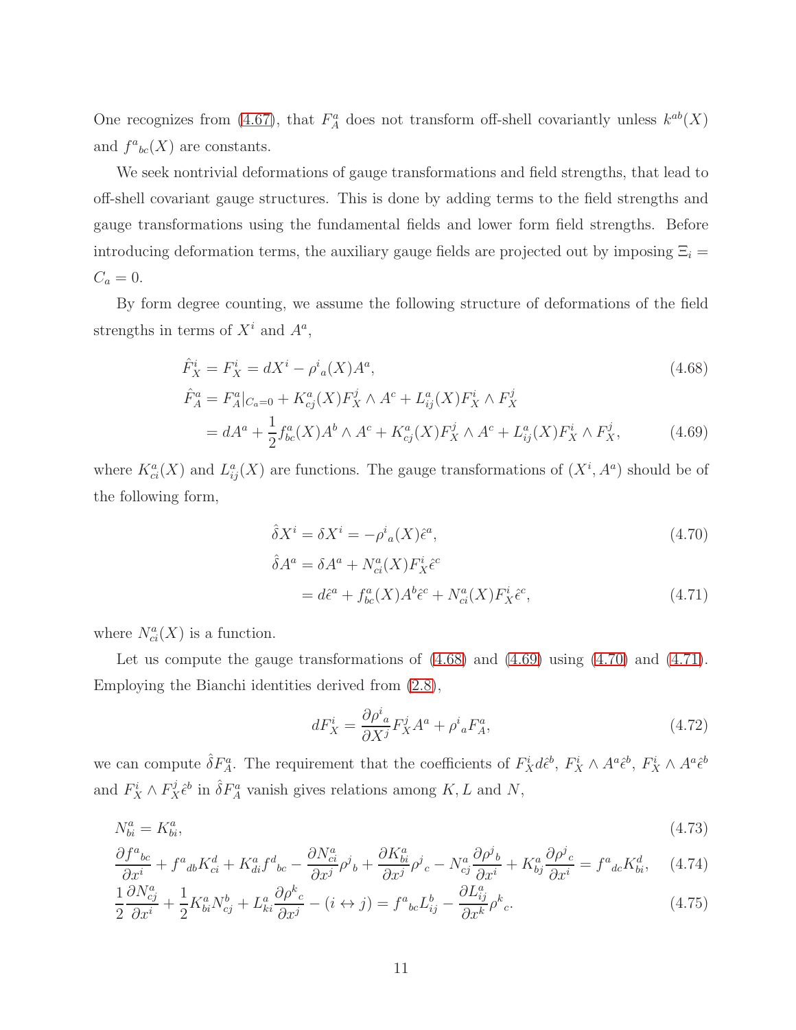One recognizes from (4.67), that $F_A^a$ does not transform off-shell covariantly unless $k^{ab}(X)$ and $f^a{}_{bc}(X)$ are constants.

We seek nontrivial deformations of gauge transformations and field strengths, that lead to off-shell covariant gauge structures. This is done by adding terms to the field strengths and gauge transformations using the fundamental fields and lower form field strengths. Before introducing deformation terms, the auxiliary gauge fields are projected out by imposing $\Xi_i = C_a = 0$.

By form degree counting, we assume the following structure of deformations of the field strengths in terms of $X^i$ and $A^a$,

$$\hat{F}_X^i = F_X^i = dX^i - \rho^i{}_a(X)A^a, \tag{4.68}$$

$$\begin{aligned} \hat{F}_A^a &= F_A^a|_{C_a=0} + K^a_{cj}(X)F_X^j \wedge A^c + L^a_{ij}(X)F_X^i \wedge F_X^j \\ &= dA^a + \frac{1}{2}f^a_{bc}(X)A^b \wedge A^c + K^a_{cj}(X)F_X^j \wedge A^c + L^a_{ij}(X)F_X^i \wedge F_X^j, \end{aligned} \tag{4.69}$$

where $K^a_{ci}(X)$ and $L^a_{ij}(X)$ are functions. The gauge transformations of $(X^i, A^a)$ should be of the following form,

$$\hat{\delta}X^i = \delta X^i = -\rho^i{}_a(X)\hat{\epsilon}^a, \tag{4.70}$$

$$\begin{aligned} \hat{\delta}A^a &= \delta A^a + N^a_{ci}(X)F_X^i\hat{\epsilon}^c \\ &= d\hat{\epsilon}^a + f^a_{bc}(X)A^b\hat{\epsilon}^c + N^a_{ci}(X)F_X^i\hat{\epsilon}^c, \end{aligned} \tag{4.71}$$

where $N^a_{ci}(X)$ is a function.

Let us compute the gauge transformations of (4.68) and (4.69) using (4.70) and (4.71). Employing the Bianchi identities derived from (2.8),

$$dF_X^i = \frac{\partial \rho^i{}_a}{\partial X^j}F_X^j A^a + \rho^i{}_a F_A^a, \tag{4.72}$$

we can compute $\hat{\delta}F_A^a$. The requirement that the coefficients of $F_X^i d\hat{\epsilon}^b$, $F_X^i \wedge A^a\hat{\epsilon}^b$, $F_X^i \wedge A^a\hat{\epsilon}^b$ and $F_X^i \wedge F_X^j\hat{\epsilon}^b$ in $\hat{\delta}F_A^a$ vanish gives relations among $K, L$ and $N$,

$$N^a_{bi} = K^a_{bi}, \tag{4.73}$$

$$\frac{\partial f^a{}_{bc}}{\partial x^i} + f^a{}_{db}K^d_{ci} + K^a_{di}f^d{}_{bc} - \frac{\partial N^a_{ci}}{\partial x^j}\rho^j{}_b + \frac{\partial K^a_{bi}}{\partial x^j}\rho^j{}_c - N^a_{cj}\frac{\partial \rho^j{}_b}{\partial x^i} + K^a_{bj}\frac{\partial \rho^j{}_c}{\partial x^i} = f^a{}_{dc}K^d_{bi}, \tag{4.74}$$

$$\frac{1}{2}\frac{\partial N^a_{cj}}{\partial x^i} + \frac{1}{2}K^a_{bi}N^b_{cj} + L^a_{ki}\frac{\partial \rho^k{}_c}{\partial x^j} - (i \leftrightarrow j) = f^a{}_{bc}L^b_{ij} - \frac{\partial L^a_{ij}}{\partial x^k}\rho^k{}_c. \tag{4.75}$$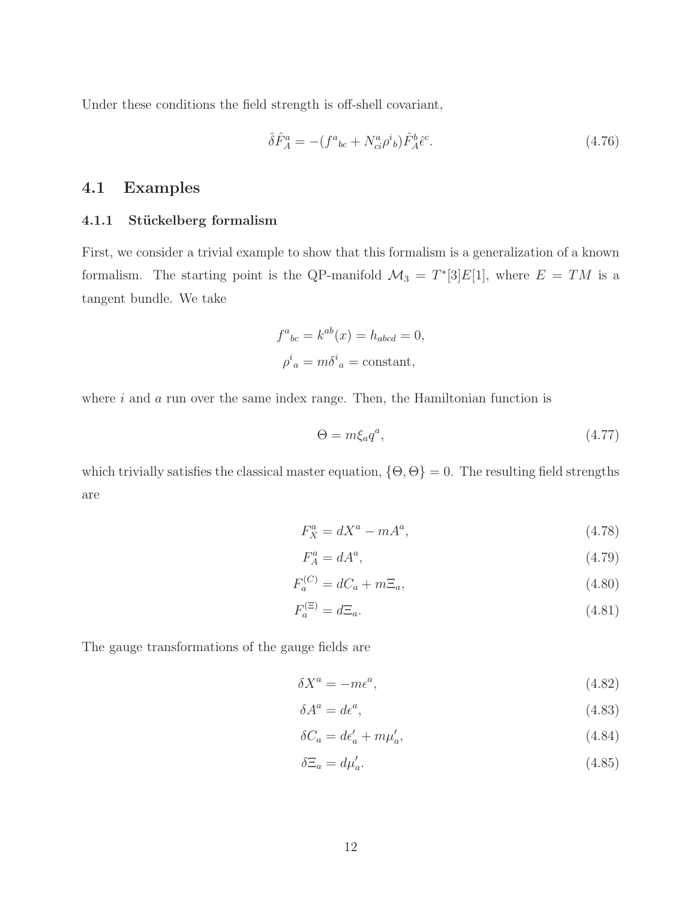Under these conditions the field strength is off-shell covariant,

$$\hat{\delta}\hat{F}_A^a = -(f^a{}_{bc} + N^a_{ci}\rho^i{}_b)\hat{F}_A^b\hat{\epsilon}^c. \tag{4.76}$$

## 4.1 Examples

### 4.1.1 Stückelberg formalism

First, we consider a trivial example to show that this formalism is a generalization of a known formalism. The starting point is the QP-manifold $\mathcal{M}_3 = T^*[3]E[1]$, where $E = TM$ is a tangent bundle. We take

$$f^a{}_{bc} = k^{ab}(x) = h_{abcd} = 0,$$
$$\rho^i{}_a = m\delta^i{}_a = \text{constant},$$

where $i$ and $a$ run over the same index range. Then, the Hamiltonian function is

$$\Theta = m\xi_a q^a, \tag{4.77}$$

which trivially satisfies the classical master equation, $\{\Theta, \Theta\} = 0$. The resulting field strengths are

$$F_X^a = dX^a - mA^a, \tag{4.78}$$

$$F_A^a = dA^a, \tag{4.79}$$

$$F_a^{(C)} = dC_a + m\Xi_a, \tag{4.80}$$

$$F_a^{(\Xi)} = d\Xi_a. \tag{4.81}$$

The gauge transformations of the gauge fields are

$$\delta X^a = -m\epsilon^a, \tag{4.82}$$

$$\delta A^a = d\epsilon^a, \tag{4.83}$$

$$\delta C_a = d\epsilon'_a + m\mu'_a, \tag{4.84}$$

$$\delta \Xi_a = d\mu'_a. \tag{4.85}$$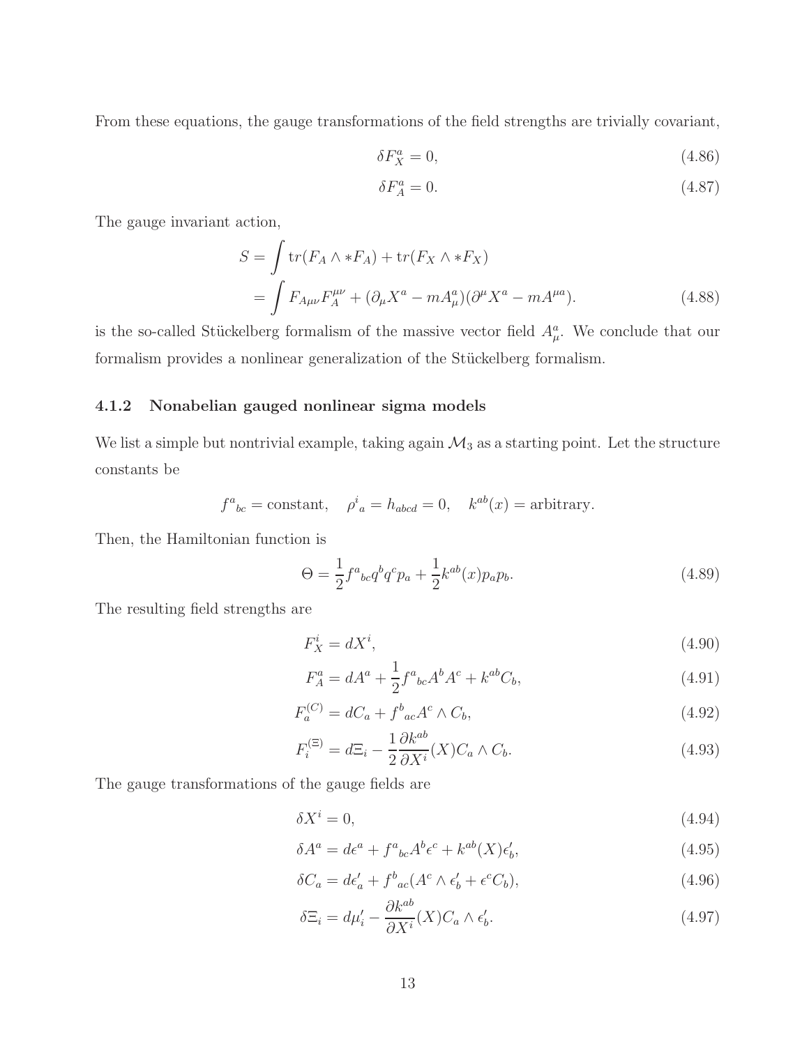From these equations, the gauge transformations of the field strengths are trivially covariant,

$$\delta F_X^a = 0, \tag{4.86}$$

$$\delta F_A^a = 0. \tag{4.87}$$

The gauge invariant action,

$$\begin{aligned} S &= \int \mathrm{tr}(F_A \wedge *F_A) + \mathrm{tr}(F_X \wedge *F_X) \\ &= \int F_{A\mu\nu} F_A^{\mu\nu} + (\partial_\mu X^a - m A_\mu^a)(\partial^\mu X^a - m A^{\mu a}). \end{aligned} \tag{4.88}$$

is the so-called Stückelberg formalism of the massive vector field $A_\mu^a$. We conclude that our formalism provides a nonlinear generalization of the Stückelberg formalism.

### 4.1.2 Nonabelian gauged nonlinear sigma models

We list a simple but nontrivial example, taking again $\mathcal{M}_3$ as a starting point. Let the structure constants be

$$f^a{}_{bc} = \text{constant}, \quad \rho^i{}_a = h_{abcd} = 0, \quad k^{ab}(x) = \text{arbitrary}.$$

Then, the Hamiltonian function is

$$\Theta = \frac{1}{2} f^a{}_{bc} q^b q^c p_a + \frac{1}{2} k^{ab}(x) p_a p_b. \tag{4.89}$$

The resulting field strengths are

$$F_X^i = dX^i, \tag{4.90}$$

$$F_A^a = dA^a + \frac{1}{2} f^a{}_{bc} A^b A^c + k^{ab} C_b, \tag{4.91}$$

$$F_a^{(C)} = dC_a + f^b{}_{ac} A^c \wedge C_b, \tag{4.92}$$

$$F_i^{(\Xi)} = d\Xi_i - \frac{1}{2} \frac{\partial k^{ab}}{\partial X^i}(X) C_a \wedge C_b. \tag{4.93}$$

The gauge transformations of the gauge fields are

$$\delta X^i = 0, \tag{4.94}$$

$$\delta A^a = d\epsilon^a + f^a{}_{bc} A^b \epsilon^c + k^{ab}(X) \epsilon'_b, \tag{4.95}$$

$$\delta C_a = d\epsilon'_a + f^b{}_{ac}(A^c \wedge \epsilon'_b + \epsilon^c C_b), \tag{4.96}$$

$$\delta \Xi_i = d\mu'_i - \frac{\partial k^{ab}}{\partial X^i}(X) C_a \wedge \epsilon'_b. \tag{4.97}$$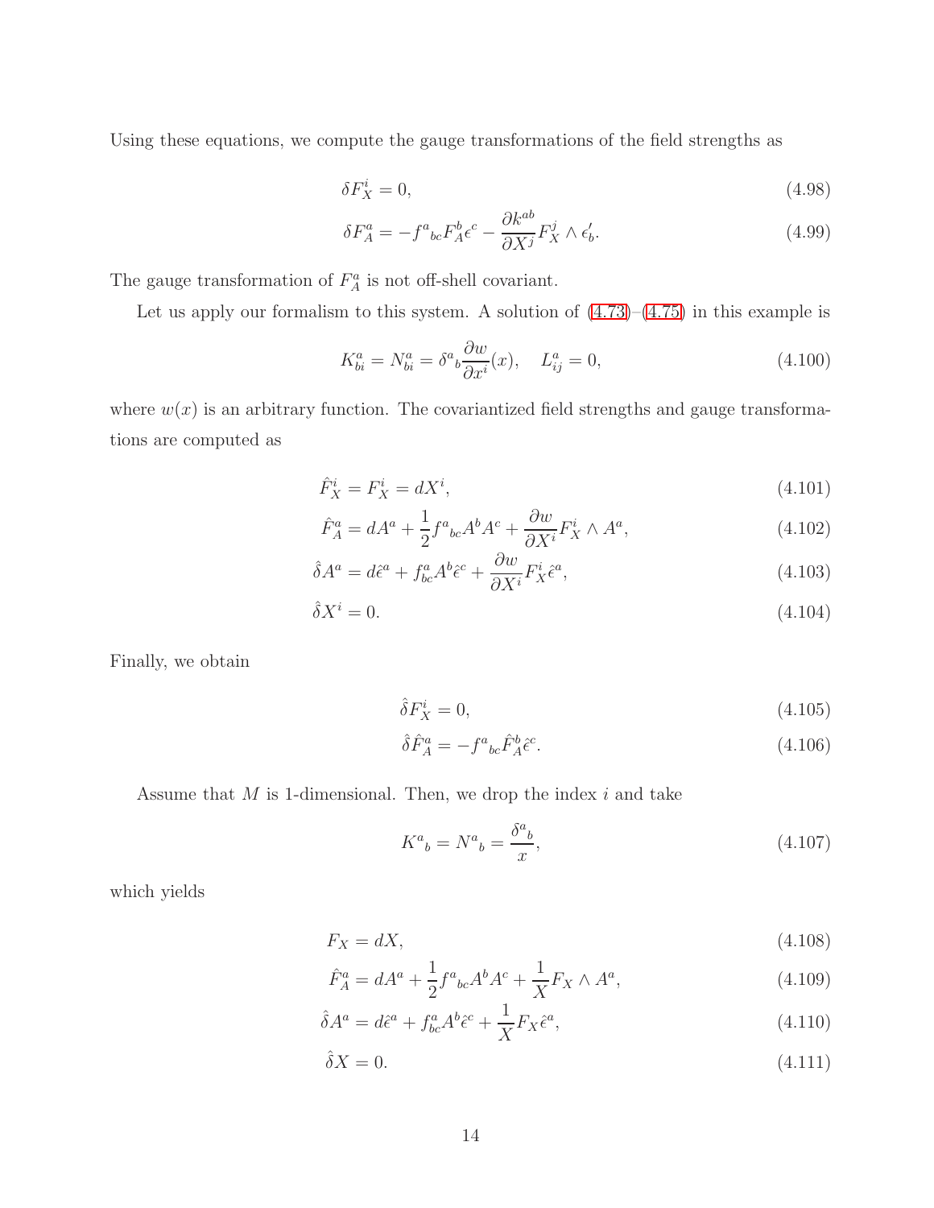Using these equations, we compute the gauge transformations of the field strengths as

$$\delta F_X^i = 0, \tag{4.98}$$

$$\delta F_A^a = -f^a{}_{bc} F_A^b \epsilon^c - \frac{\partial k^{ab}}{\partial X^j} F_X^j \wedge \epsilon'_b. \tag{4.99}$$

The gauge transformation of $F_A^a$ is not off-shell covariant.

Let us apply our formalism to this system. A solution of (4.73)–(4.75) in this example is

$$K^a_{bi} = N^a_{bi} = \delta^a{}_b \frac{\partial w}{\partial x^i}(x), \quad L^a_{ij} = 0, \tag{4.100}$$

where $w(x)$ is an arbitrary function. The covariantized field strengths and gauge transformations are computed as

$$\hat{F}_X^i = F_X^i = dX^i, \tag{4.101}$$

$$\hat{F}_A^a = dA^a + \frac{1}{2} f^a{}_{bc} A^b A^c + \frac{\partial w}{\partial X^i} F_X^i \wedge A^a, \tag{4.102}$$

$$\hat{\delta} A^a = d\hat{\epsilon}^a + f^a_{bc} A^b \hat{\epsilon}^c + \frac{\partial w}{\partial X^i} F_X^i \hat{\epsilon}^a, \tag{4.103}$$

$$\hat{\delta} X^i = 0. \tag{4.104}$$

Finally, we obtain

$$\hat{\delta} F_X^i = 0, \tag{4.105}$$

$$\hat{\delta} \hat{F}_A^a = -f^a{}_{bc} \hat{F}_A^b \hat{\epsilon}^c. \tag{4.106}$$

Assume that $M$ is 1-dimensional. Then, we drop the index $i$ and take

$$K^a{}_b = N^a{}_b = \frac{\delta^a{}_b}{x}, \tag{4.107}$$

which yields

$$F_X = dX, \tag{4.108}$$

$$\hat{F}_A^a = dA^a + \frac{1}{2} f^a{}_{bc} A^b A^c + \frac{1}{X} F_X \wedge A^a, \tag{4.109}$$

$$\hat{\delta} A^a = d\hat{\epsilon}^a + f^a_{bc} A^b \hat{\epsilon}^c + \frac{1}{X} F_X \hat{\epsilon}^a, \tag{4.110}$$

$$\hat{\delta} X = 0. \tag{4.111}$$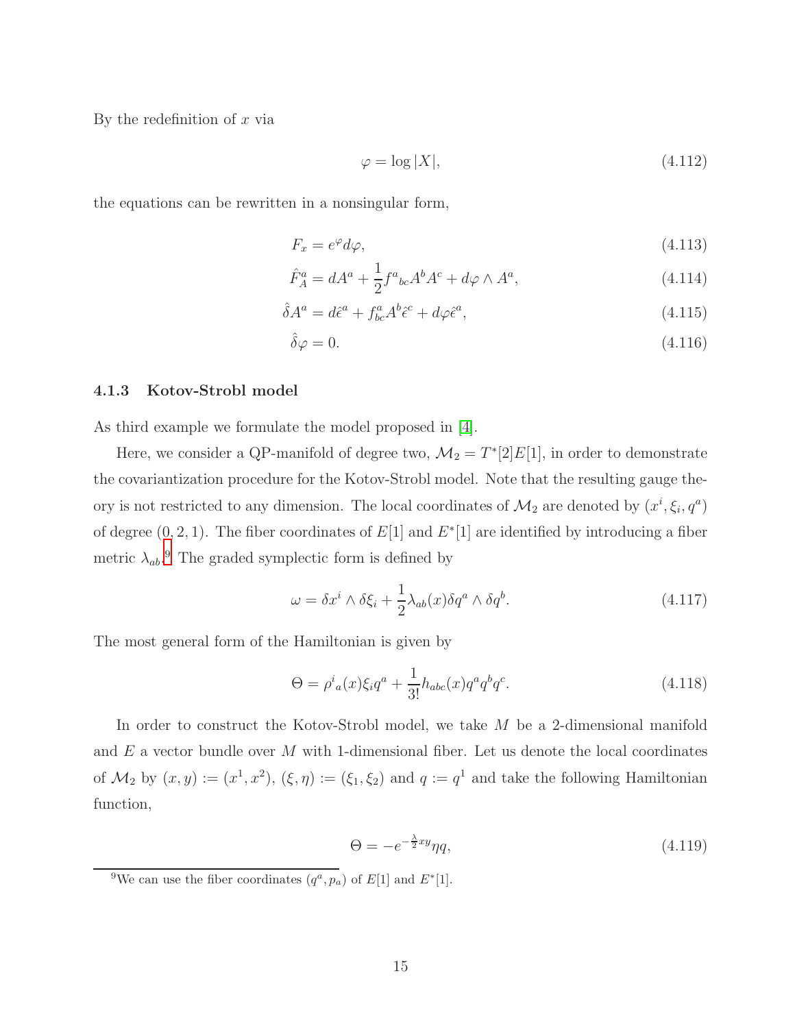By the redefinition of $x$ via

$$\varphi = \log |X|, \tag{4.112}$$

the equations can be rewritten in a nonsingular form,

$$F_x = e^{\varphi} d\varphi, \tag{4.113}$$

$$\hat{F}_A^a = dA^a + \frac{1}{2} f^a{}_{bc} A^b A^c + d\varphi \wedge A^a, \tag{4.114}$$

$$\hat{\delta} A^a = d\hat{\epsilon}^a + f^a_{bc} A^b \hat{\epsilon}^c + d\varphi \hat{\epsilon}^a, \tag{4.115}$$

$$\hat{\delta}\varphi = 0. \tag{4.116}$$

### 4.1.3 Kotov-Strobl model

As third example we formulate the model proposed in [4].

Here, we consider a QP-manifold of degree two, $\mathcal{M}_2 = T^*[2]E[1]$, in order to demonstrate the covariantization procedure for the Kotov-Strobl model. Note that the resulting gauge theory is not restricted to any dimension. The local coordinates of $\mathcal{M}_2$ are denoted by $(x^i, \xi_i, q^a)$ of degree $(0, 2, 1)$. The fiber coordinates of $E[1]$ and $E^*[1]$ are identified by introducing a fiber metric $\lambda_{ab}$.[9] The graded symplectic form is defined by

$$\omega = \delta x^i \wedge \delta \xi_i + \frac{1}{2} \lambda_{ab}(x) \delta q^a \wedge \delta q^b. \tag{4.117}$$

The most general form of the Hamiltonian is given by

$$\Theta = \rho^i{}_a(x) \xi_i q^a + \frac{1}{3!} h_{abc}(x) q^a q^b q^c. \tag{4.118}$$

In order to construct the Kotov-Strobl model, we take $M$ be a 2-dimensional manifold and $E$ a vector bundle over $M$ with 1-dimensional fiber. Let us denote the local coordinates of $\mathcal{M}_2$ by $(x, y) := (x^1, x^2)$, $(\xi, \eta) := (\xi_1, \xi_2)$ and $q := q^1$ and take the following Hamiltonian function,

$$\Theta = -e^{-\frac{\lambda}{2} xy} \eta q, \tag{4.119}$$

[9] We can use the fiber coordinates $(q^a, p_a)$ of $E[1]$ and $E^*[1]$.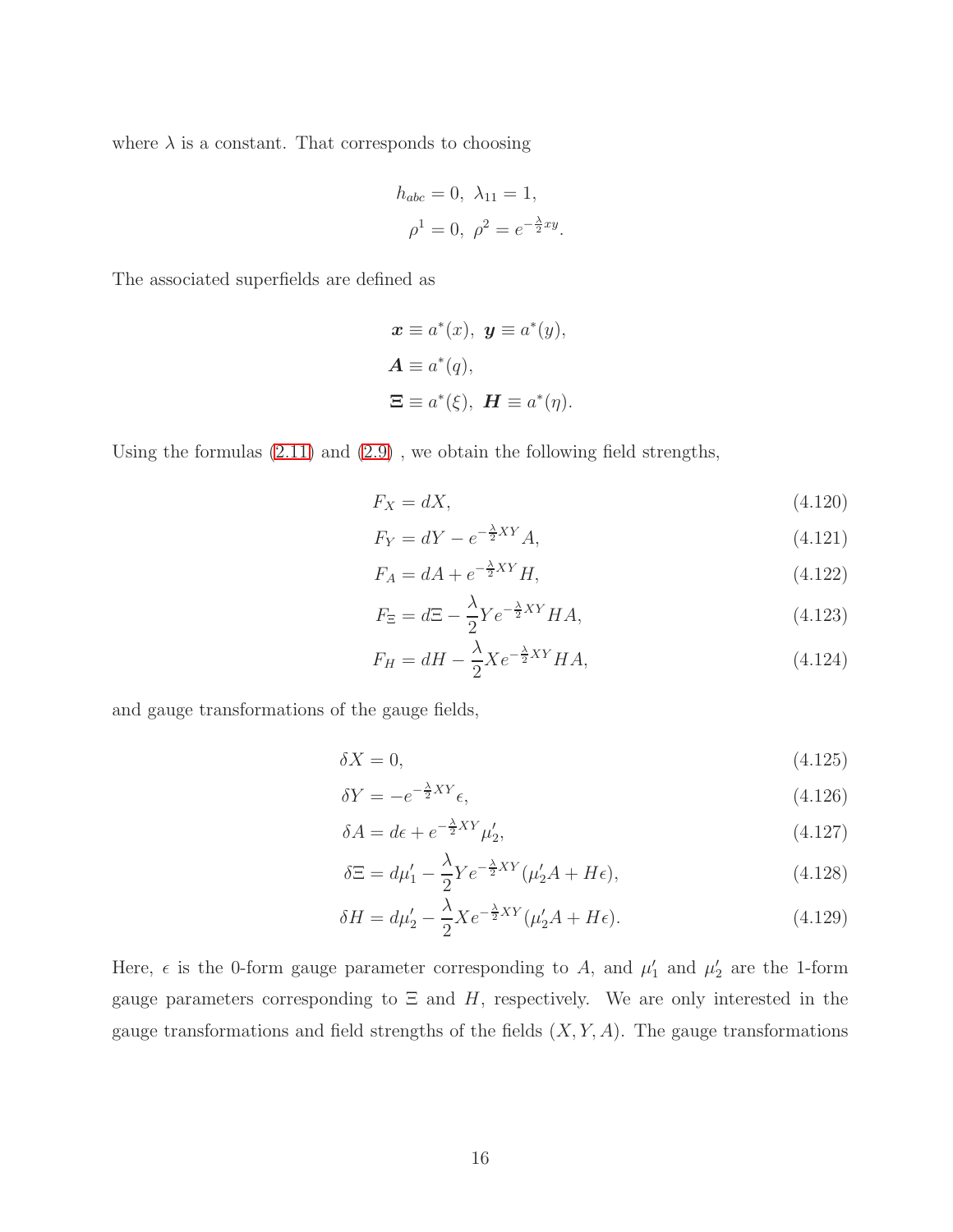where $\lambda$ is a constant. That corresponds to choosing

$$
\begin{aligned}
h_{abc} = 0,\ \lambda_{11} = 1, \\
\rho^1 = 0,\ \rho^2 = e^{-\frac{\lambda}{2}xy}.
\end{aligned}
$$

The associated superfields are defined as

$$
\begin{aligned}
&\boldsymbol{x} \equiv a^*(x),\ \boldsymbol{y} \equiv a^*(y), \\
&\boldsymbol{A} \equiv a^*(q), \\
&\boldsymbol{\Xi} \equiv a^*(\xi),\ \boldsymbol{H} \equiv a^*(\eta).
\end{aligned}
$$

Using the formulas (2.11) and (2.9) , we obtain the following field strengths,

$$F_X = dX, \tag{4.120}$$

$$F_Y = dY - e^{-\frac{\lambda}{2}XY} A, \tag{4.121}$$

$$F_A = dA + e^{-\frac{\lambda}{2}XY} H, \tag{4.122}$$

$$F_\Xi = d\Xi - \frac{\lambda}{2} Y e^{-\frac{\lambda}{2}XY} HA, \tag{4.123}$$

$$F_H = dH - \frac{\lambda}{2} X e^{-\frac{\lambda}{2}XY} HA, \tag{4.124}$$

and gauge transformations of the gauge fields,

$$\delta X = 0, \tag{4.125}$$

$$\delta Y = -e^{-\frac{\lambda}{2}XY} \epsilon, \tag{4.126}$$

$$\delta A = d\epsilon + e^{-\frac{\lambda}{2}XY} \mu_2', \tag{4.127}$$

$$\delta \Xi = d\mu_1' - \frac{\lambda}{2} Y e^{-\frac{\lambda}{2}XY} (\mu_2' A + H\epsilon), \tag{4.128}$$

$$\delta H = d\mu_2' - \frac{\lambda}{2} X e^{-\frac{\lambda}{2}XY} (\mu_2' A + H\epsilon). \tag{4.129}$$

Here, $\epsilon$ is the 0-form gauge parameter corresponding to $A$, and $\mu_1'$ and $\mu_2'$ are the 1-form gauge parameters corresponding to $\Xi$ and $H$, respectively. We are only interested in the gauge transformations and field strengths of the fields $(X, Y, A)$. The gauge transformations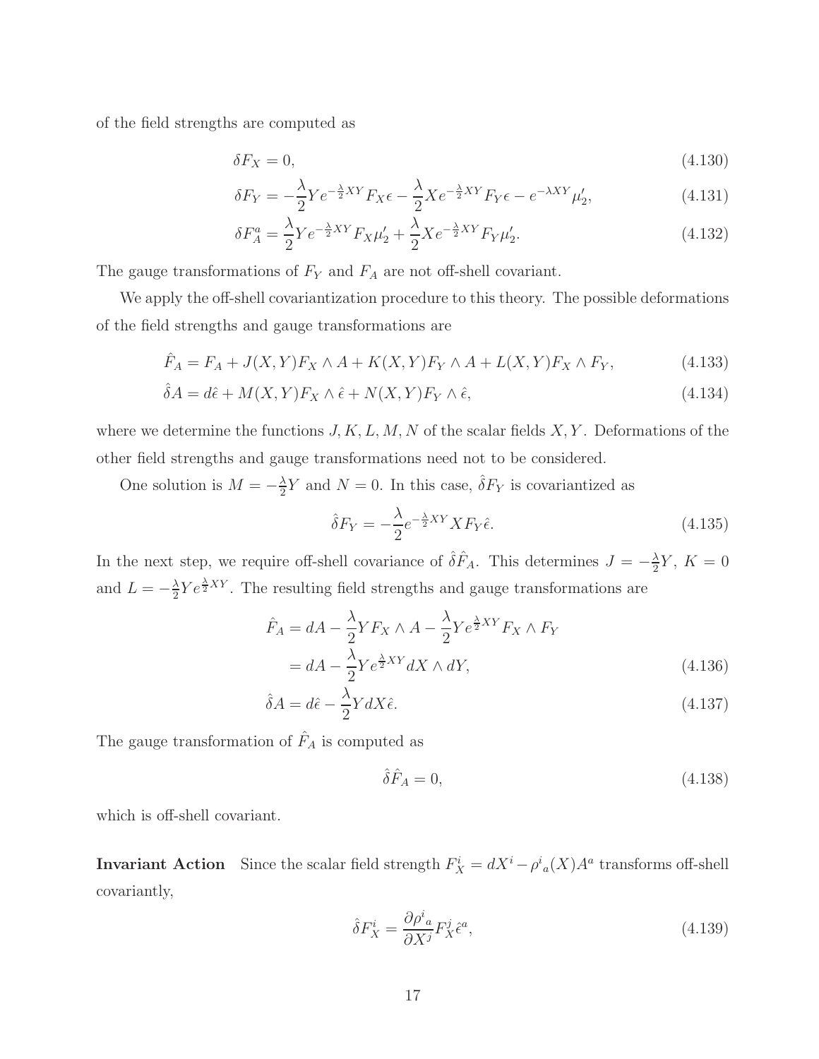of the field strengths are computed as

$$\delta F_X = 0, \tag{4.130}$$

$$\delta F_Y = -\frac{\lambda}{2} Y e^{-\frac{\lambda}{2}XY} F_X \epsilon - \frac{\lambda}{2} X e^{-\frac{\lambda}{2}XY} F_Y \epsilon - e^{-\lambda XY} \mu_2', \tag{4.131}$$

$$\delta F_A^a = \frac{\lambda}{2} Y e^{-\frac{\lambda}{2}XY} F_X \mu_2' + \frac{\lambda}{2} X e^{-\frac{\lambda}{2}XY} F_Y \mu_2'. \tag{4.132}$$

The gauge transformations of $F_Y$ and $F_A$ are not off-shell covariant.

We apply the off-shell covariantization procedure to this theory. The possible deformations of the field strengths and gauge transformations are

$$\hat{F}_A = F_A + J(X,Y) F_X \wedge A + K(X,Y) F_Y \wedge A + L(X,Y) F_X \wedge F_Y, \tag{4.133}$$

$$\hat{\delta} A = d\hat{\epsilon} + M(X,Y) F_X \wedge \hat{\epsilon} + N(X,Y) F_Y \wedge \hat{\epsilon}, \tag{4.134}$$

where we determine the functions $J, K, L, M, N$ of the scalar fields $X, Y$. Deformations of the other field strengths and gauge transformations need not to be considered.

One solution is $M = -\frac{\lambda}{2}Y$ and $N = 0$. In this case, $\hat{\delta} F_Y$ is covariantized as

$$\hat{\delta} F_Y = -\frac{\lambda}{2} e^{-\frac{\lambda}{2}XY} X F_Y \hat{\epsilon}. \tag{4.135}$$

In the next step, we require off-shell covariance of $\hat{\delta}\hat{F}_A$. This determines $J = -\frac{\lambda}{2}Y$, $K = 0$ and $L = -\frac{\lambda}{2} Y e^{\frac{\lambda}{2}XY}$. The resulting field strengths and gauge transformations are

$$\begin{aligned}
\hat{F}_A &= dA - \frac{\lambda}{2} Y F_X \wedge A - \frac{\lambda}{2} Y e^{\frac{\lambda}{2}XY} F_X \wedge F_Y \\
&= dA - \frac{\lambda}{2} Y e^{\frac{\lambda}{2}XY} dX \wedge dY,
\end{aligned} \tag{4.136}$$

$$\hat{\delta} A = d\hat{\epsilon} - \frac{\lambda}{2} Y dX \hat{\epsilon}. \tag{4.137}$$

The gauge transformation of $\hat{F}_A$ is computed as

$$\hat{\delta}\hat{F}_A = 0, \tag{4.138}$$

which is off-shell covariant.

**Invariant Action** Since the scalar field strength $F_X^i = dX^i - \rho^i{}_a(X) A^a$ transforms off-shell covariantly,

$$\hat{\delta} F_X^i = \frac{\partial \rho^i{}_a}{\partial X^j} F_X^j \hat{\epsilon}^a, \tag{4.139}$$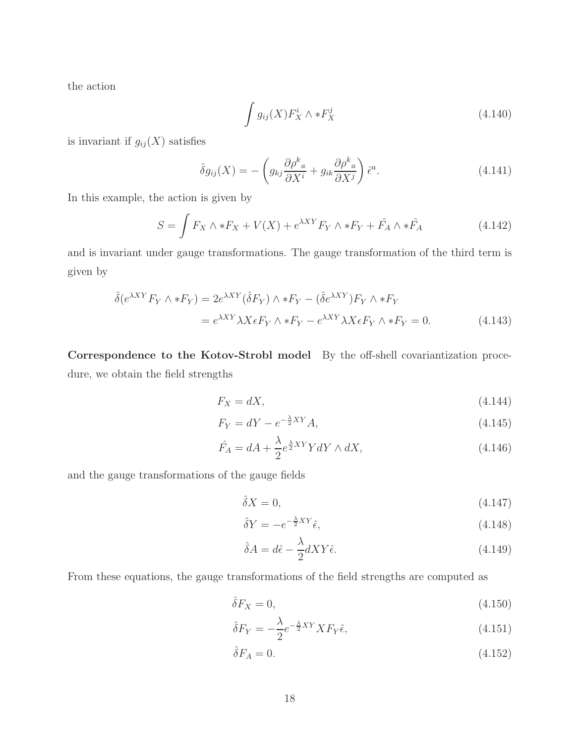the action

$$\int g_{ij}(X) F_X^i \wedge *F_X^j \tag{4.140}$$

is invariant if $g_{ij}(X)$ satisfies

$$\hat{\delta} g_{ij}(X) = -\left( g_{kj} \frac{\partial \rho^k{}_a}{\partial X^i} + g_{ik} \frac{\partial \rho^k{}_a}{\partial X^j} \right) \hat{\epsilon}^a. \tag{4.141}$$

In this example, the action is given by

$$S = \int F_X \wedge *F_X + V(X) + e^{\lambda XY} F_Y \wedge *F_Y + \hat{F_A} \wedge *\hat{F_A} \tag{4.142}$$

and is invariant under gauge transformations. The gauge transformation of the third term is given by

$$\begin{aligned}
\hat{\delta}(e^{\lambda XY} F_Y \wedge *F_Y) &= 2e^{\lambda XY} (\hat{\delta} F_Y) \wedge *F_Y - (\hat{\delta} e^{\lambda XY}) F_Y \wedge *F_Y \\
&= e^{\lambda XY} \lambda X \epsilon F_Y \wedge *F_Y - e^{\lambda XY} \lambda X \epsilon F_Y \wedge *F_Y = 0.
\end{aligned} \tag{4.143}$$

**Correspondence to the Kotov-Strobl model** By the off-shell covariantization procedure, we obtain the field strengths

$$F_X = dX, \tag{4.144}$$

$$F_Y = dY - e^{-\frac{\lambda}{2} XY} A, \tag{4.145}$$

$$\hat{F_A} = dA + \frac{\lambda}{2} e^{\frac{\lambda}{2} XY} Y dY \wedge dX, \tag{4.146}$$

and the gauge transformations of the gauge fields

$$\hat{\delta} X = 0, \tag{4.147}$$

$$\hat{\delta} Y = -e^{-\frac{\lambda}{2} XY} \hat{\epsilon}, \tag{4.148}$$

$$\hat{\delta} A = d\hat{\epsilon} - \frac{\lambda}{2} dXY \hat{\epsilon}. \tag{4.149}$$

From these equations, the gauge transformations of the field strengths are computed as

$$\hat{\delta} F_X = 0, \tag{4.150}$$

$$\hat{\delta} F_Y = -\frac{\lambda}{2} e^{-\frac{\lambda}{2} XY} X F_Y \hat{\epsilon}, \tag{4.151}$$

$$\hat{\delta} F_A = 0. \tag{4.152}$$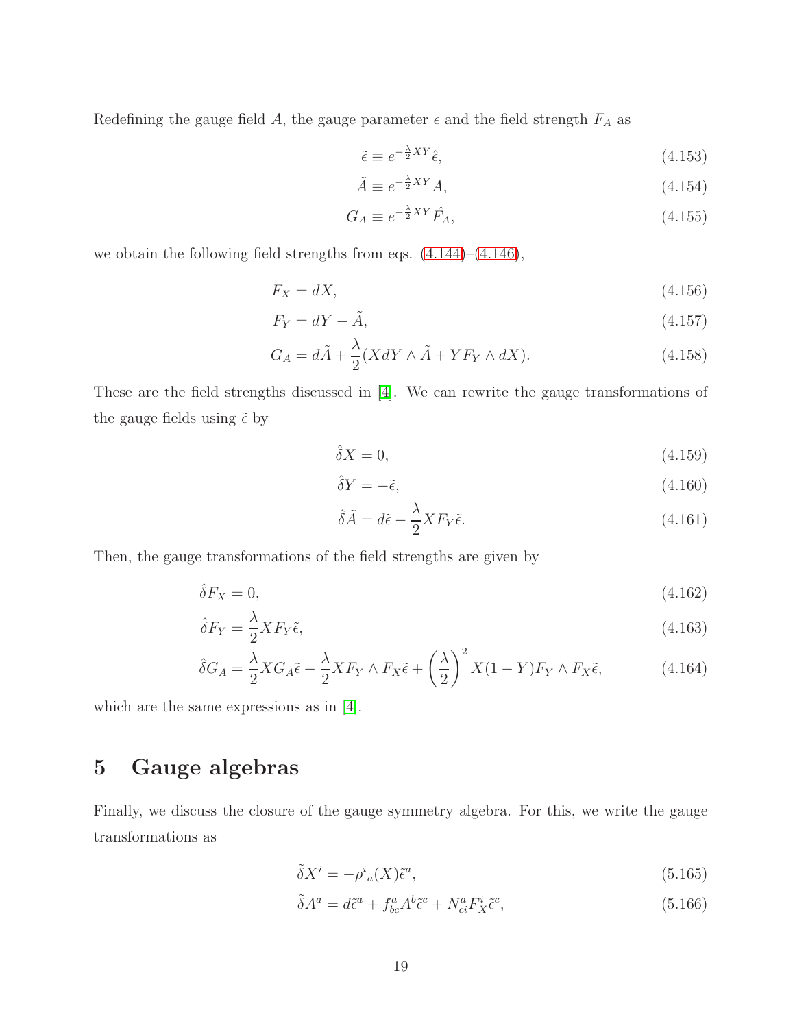Redefining the gauge field $A$, the gauge parameter $\epsilon$ and the field strength $F_A$ as

$$\tilde{\epsilon} \equiv e^{-\frac{\lambda}{2}XY}\hat{\epsilon}, \tag{4.153}$$

$$\tilde{A} \equiv e^{-\frac{\lambda}{2}XY}A, \tag{4.154}$$

$$G_A \equiv e^{-\frac{\lambda}{2}XY}\hat{F}_A, \tag{4.155}$$

we obtain the following field strengths from eqs. (4.144)–(4.146),

$$F_X = dX, \tag{4.156}$$

$$F_Y = dY - \tilde{A}, \tag{4.157}$$

$$G_A = d\tilde{A} + \frac{\lambda}{2}(XdY \wedge \tilde{A} + YF_Y \wedge dX). \tag{4.158}$$

These are the field strengths discussed in [4]. We can rewrite the gauge transformations of the gauge fields using $\tilde{\epsilon}$ by

$$\hat{\delta}X = 0, \tag{4.159}$$

$$\hat{\delta}Y = -\tilde{\epsilon}, \tag{4.160}$$

$$\hat{\delta}\tilde{A} = d\tilde{\epsilon} - \frac{\lambda}{2}XF_Y\tilde{\epsilon}. \tag{4.161}$$

Then, the gauge transformations of the field strengths are given by

$$\hat{\delta}F_X = 0, \tag{4.162}$$

$$\hat{\delta}F_Y = \frac{\lambda}{2}XF_Y\tilde{\epsilon}, \tag{4.163}$$

$$\hat{\delta}G_A = \frac{\lambda}{2}XG_A\tilde{\epsilon} - \frac{\lambda}{2}XF_Y \wedge F_X\tilde{\epsilon} + \left(\frac{\lambda}{2}\right)^2 X(1-Y)F_Y \wedge F_X\tilde{\epsilon}, \tag{4.164}$$

which are the same expressions as in [4].

# 5 Gauge algebras

Finally, we discuss the closure of the gauge symmetry algebra. For this, we write the gauge transformations as

$$\tilde{\delta}X^i = -\rho^i{}_a(X)\tilde{\epsilon}^a, \tag{5.165}$$

$$\tilde{\delta}A^a = d\tilde{\epsilon}^a + f^a_{bc}A^b\tilde{\epsilon}^c + N^a_{ci}F^i_X\tilde{\epsilon}^c, \tag{5.166}$$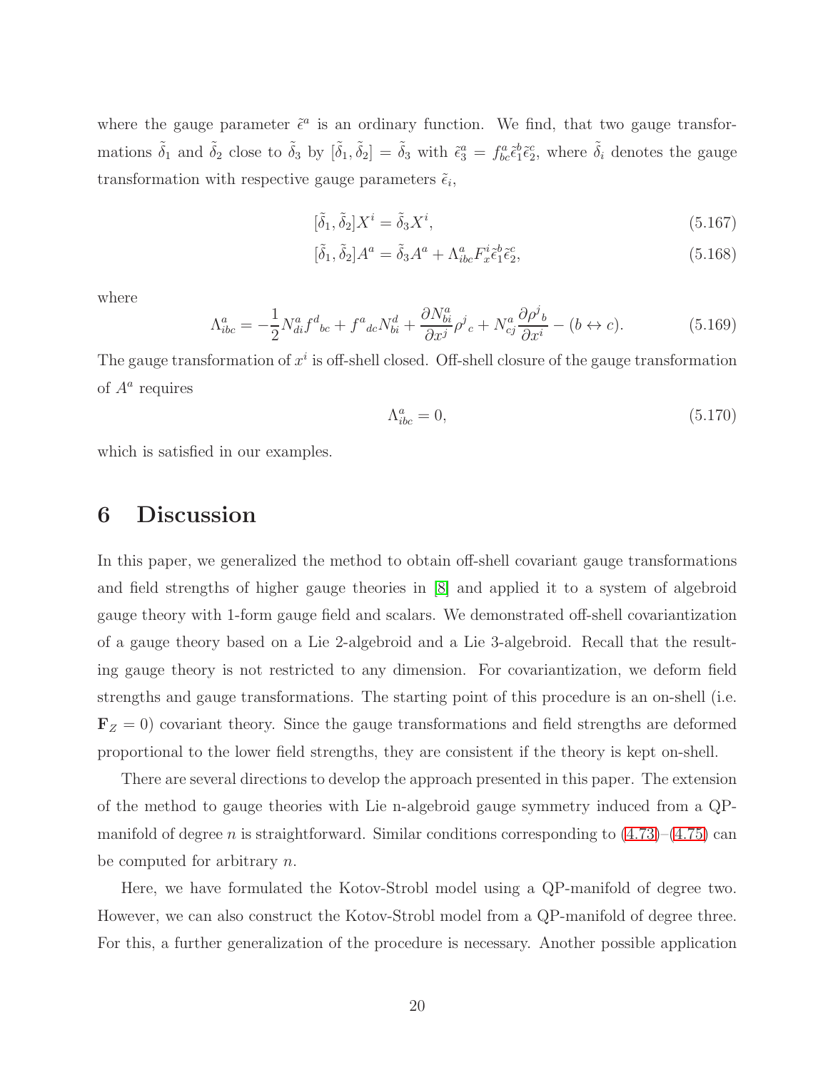where the gauge parameter $\tilde{\epsilon}^a$ is an ordinary function. We find, that two gauge transformations $\tilde{\delta}_1$ and $\tilde{\delta}_2$ close to $\tilde{\delta}_3$ by $[\tilde{\delta}_1, \tilde{\delta}_2] = \tilde{\delta}_3$ with $\tilde{\epsilon}_3^a = f^a_{bc}\tilde{\epsilon}_1^b\tilde{\epsilon}_2^c$, where $\tilde{\delta}_i$ denotes the gauge transformation with respective gauge parameters $\tilde{\epsilon}_i$,

$$[\tilde{\delta}_1, \tilde{\delta}_2]X^i = \tilde{\delta}_3 X^i, \tag{5.167}$$

$$[\tilde{\delta}_1, \tilde{\delta}_2]A^a = \tilde{\delta}_3 A^a + \Lambda^a_{ibc} F^i_x \tilde{\epsilon}_1^b \tilde{\epsilon}_2^c, \tag{5.168}$$

where

$$\Lambda^a_{ibc} = -\frac{1}{2} N^a_{di} f^d{}_{bc} + f^a{}_{dc} N^d_{bi} + \frac{\partial N^a_{bi}}{\partial x^j} \rho^j{}_c + N^a_{cj} \frac{\partial \rho^j{}_b}{\partial x^i} - (b \leftrightarrow c). \tag{5.169}$$

The gauge transformation of $x^i$ is off-shell closed. Off-shell closure of the gauge transformation of $A^a$ requires

$$\Lambda^a_{ibc} = 0, \tag{5.170}$$

which is satisfied in our examples.

# 6 Discussion

In this paper, we generalized the method to obtain off-shell covariant gauge transformations and field strengths of higher gauge theories in [8] and applied it to a system of algebroid gauge theory with 1-form gauge field and scalars. We demonstrated off-shell covariantization of a gauge theory based on a Lie 2-algebroid and a Lie 3-algebroid. Recall that the resulting gauge theory is not restricted to any dimension. For covariantization, we deform field strengths and gauge transformations. The starting point of this procedure is an on-shell (i.e. $\mathbf{F}_Z = 0$) covariant theory. Since the gauge transformations and field strengths are deformed proportional to the lower field strengths, they are consistent if the theory is kept on-shell.

There are several directions to develop the approach presented in this paper. The extension of the method to gauge theories with Lie n-algebroid gauge symmetry induced from a QP-manifold of degree $n$ is straightforward. Similar conditions corresponding to (4.73)–(4.75) can be computed for arbitrary $n$.

Here, we have formulated the Kotov-Strobl model using a QP-manifold of degree two. However, we can also construct the Kotov-Strobl model from a QP-manifold of degree three. For this, a further generalization of the procedure is necessary. Another possible application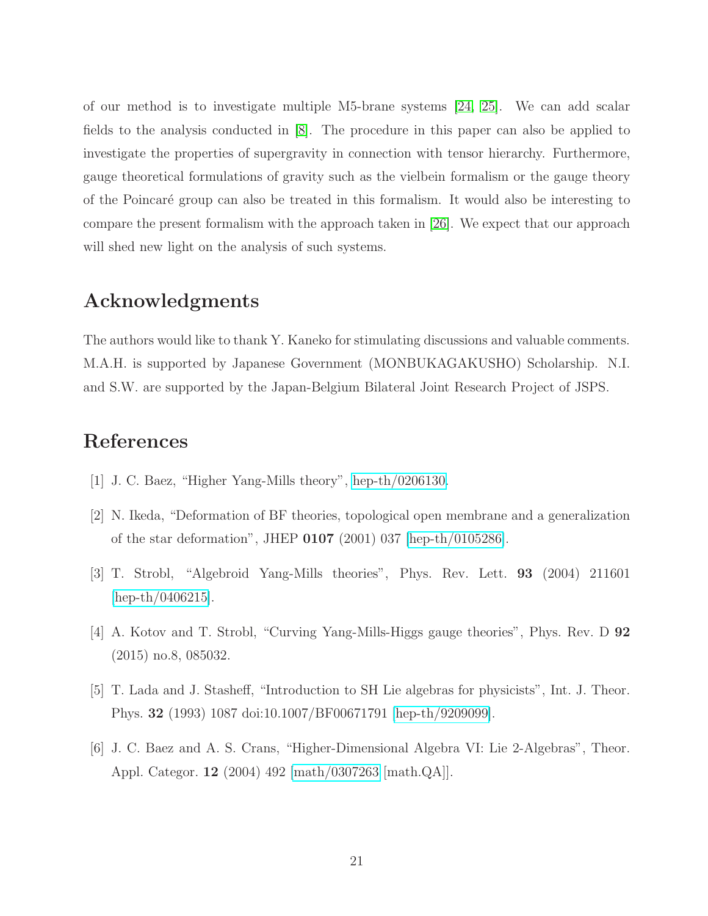of our method is to investigate multiple M5-brane systems [24, 25]. We can add scalar fields to the analysis conducted in [8]. The procedure in this paper can also be applied to investigate the properties of supergravity in connection with tensor hierarchy. Furthermore, gauge theoretical formulations of gravity such as the vielbein formalism or the gauge theory of the Poincaré group can also be treated in this formalism. It would also be interesting to compare the present formalism with the approach taken in [26]. We expect that our approach will shed new light on the analysis of such systems.

## Acknowledgments

The authors would like to thank Y. Kaneko for stimulating discussions and valuable comments. M.A.H. is supported by Japanese Government (MONBUKAGAKUSHO) Scholarship. N.I. and S.W. are supported by the Japan-Belgium Bilateral Joint Research Project of JSPS.

## References

[1] J. C. Baez, "Higher Yang-Mills theory", hep-th/0206130.

[2] N. Ikeda, "Deformation of BF theories, topological open membrane and a generalization of the star deformation", JHEP **0107** (2001) 037 [hep-th/0105286].

[3] T. Strobl, "Algebroid Yang-Mills theories", Phys. Rev. Lett. **93** (2004) 211601 [hep-th/0406215].

[4] A. Kotov and T. Strobl, "Curving Yang-Mills-Higgs gauge theories", Phys. Rev. D **92** (2015) no.8, 085032.

[5] T. Lada and J. Stasheff, "Introduction to SH Lie algebras for physicists", Int. J. Theor. Phys. **32** (1993) 1087 doi:10.1007/BF00671791 [hep-th/9209099].

[6] J. C. Baez and A. S. Crans, "Higher-Dimensional Algebra VI: Lie 2-Algebras", Theor. Appl. Categor. **12** (2004) 492 [math/0307263 [math.QA]].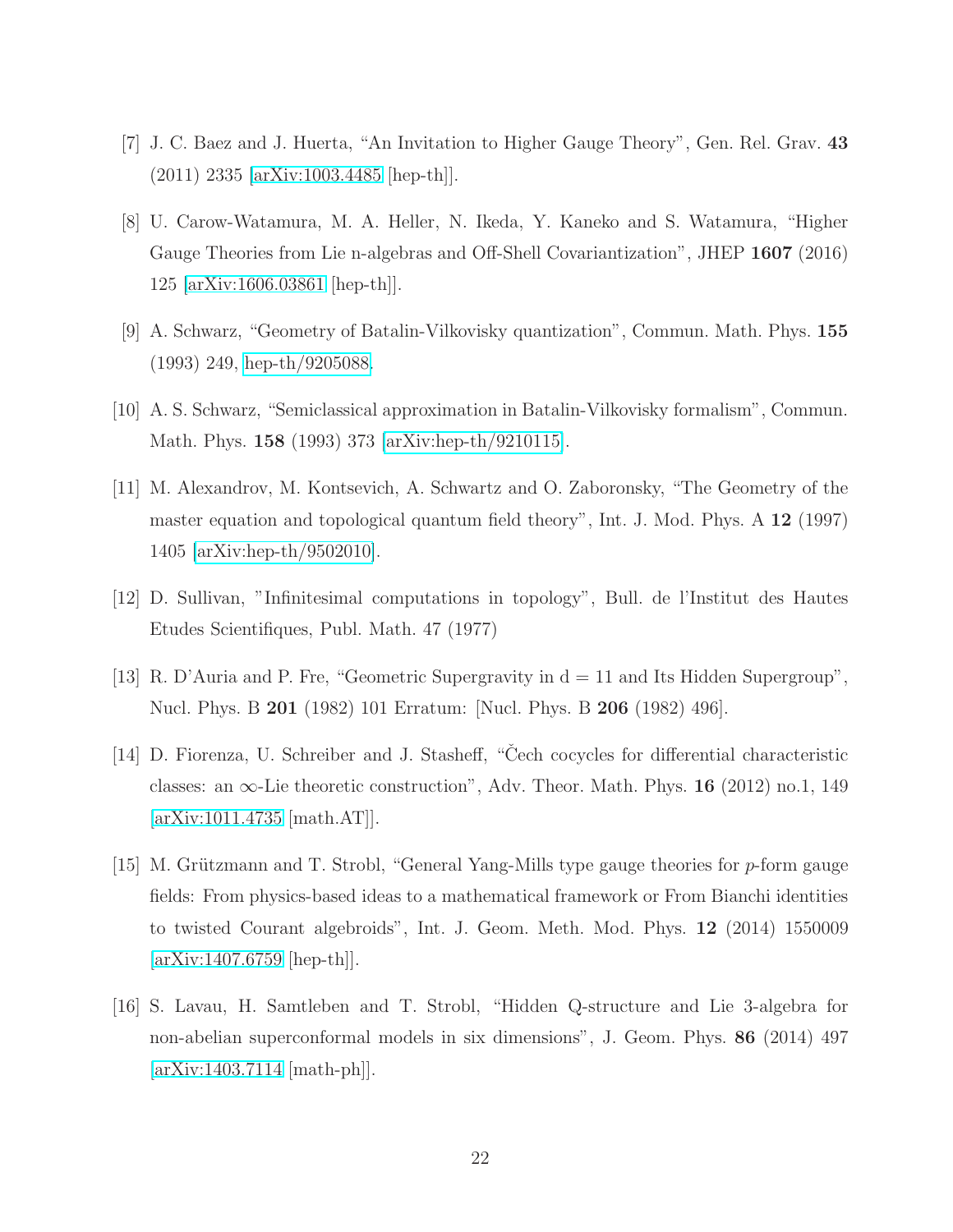[7] J. C. Baez and J. Huerta, "An Invitation to Higher Gauge Theory", Gen. Rel. Grav. **43** (2011) 2335 [arXiv:1003.4485 [hep-th]].

[8] U. Carow-Watamura, M. A. Heller, N. Ikeda, Y. Kaneko and S. Watamura, "Higher Gauge Theories from Lie n-algebras and Off-Shell Covariantization", JHEP **1607** (2016) 125 [arXiv:1606.03861 [hep-th]].

[9] A. Schwarz, "Geometry of Batalin-Vilkovisky quantization", Commun. Math. Phys. **155** (1993) 249, hep-th/9205088.

[10] A. S. Schwarz, "Semiclassical approximation in Batalin-Vilkovisky formalism", Commun. Math. Phys. **158** (1993) 373 [arXiv:hep-th/9210115].

[11] M. Alexandrov, M. Kontsevich, A. Schwartz and O. Zaboronsky, "The Geometry of the master equation and topological quantum field theory", Int. J. Mod. Phys. A **12** (1997) 1405 [arXiv:hep-th/9502010].

[12] D. Sullivan, "Infinitesimal computations in topology", Bull. de l'Institut des Hautes Etudes Scientifiques, Publ. Math. 47 (1977)

[13] R. D'Auria and P. Fre, "Geometric Supergravity in d = 11 and Its Hidden Supergroup", Nucl. Phys. B **201** (1982) 101 Erratum: [Nucl. Phys. B **206** (1982) 496].

[14] D. Fiorenza, U. Schreiber and J. Stasheff, "Čech cocycles for differential characteristic classes: an $\infty$-Lie theoretic construction", Adv. Theor. Math. Phys. **16** (2012) no.1, 149 [arXiv:1011.4735 [math.AT]].

[15] M. Grützmann and T. Strobl, "General Yang-Mills type gauge theories for $p$-form gauge fields: From physics-based ideas to a mathematical framework or From Bianchi identities to twisted Courant algebroids", Int. J. Geom. Meth. Mod. Phys. **12** (2014) 1550009 [arXiv:1407.6759 [hep-th]].

[16] S. Lavau, H. Samtleben and T. Strobl, "Hidden Q-structure and Lie 3-algebra for non-abelian superconformal models in six dimensions", J. Geom. Phys. **86** (2014) 497 [arXiv:1403.7114 [math-ph]].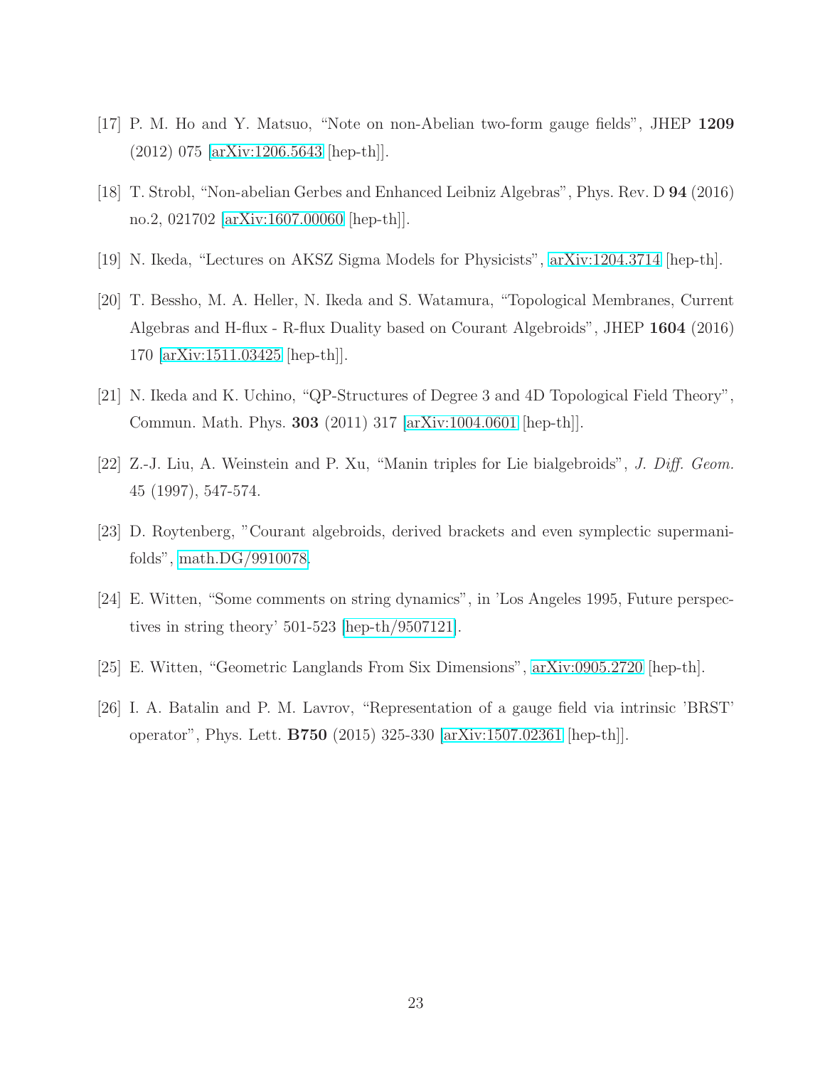[17] P. M. Ho and Y. Matsuo, "Note on non-Abelian two-form gauge fields", JHEP **1209** (2012) 075 [arXiv:1206.5643 [hep-th]].

[18] T. Strobl, "Non-abelian Gerbes and Enhanced Leibniz Algebras", Phys. Rev. D **94** (2016) no.2, 021702 [arXiv:1607.00060 [hep-th]].

[19] N. Ikeda, "Lectures on AKSZ Sigma Models for Physicists", arXiv:1204.3714 [hep-th].

[20] T. Bessho, M. A. Heller, N. Ikeda and S. Watamura, "Topological Membranes, Current Algebras and H-flux - R-flux Duality based on Courant Algebroids", JHEP **1604** (2016) 170 [arXiv:1511.03425 [hep-th]].

[21] N. Ikeda and K. Uchino, "QP-Structures of Degree 3 and 4D Topological Field Theory", Commun. Math. Phys. **303** (2011) 317 [arXiv:1004.0601 [hep-th]].

[22] Z.-J. Liu, A. Weinstein and P. Xu, "Manin triples for Lie bialgebroids", *J. Diff. Geom.* 45 (1997), 547-574.

[23] D. Roytenberg, "Courant algebroids, derived brackets and even symplectic supermanifolds", math.DG/9910078.

[24] E. Witten, "Some comments on string dynamics", in 'Los Angeles 1995, Future perspectives in string theory' 501-523 [hep-th/9507121].

[25] E. Witten, "Geometric Langlands From Six Dimensions", arXiv:0905.2720 [hep-th].

[26] I. A. Batalin and P. M. Lavrov, "Representation of a gauge field via intrinsic 'BRST' operator", Phys. Lett. **B750** (2015) 325-330 [arXiv:1507.02361 [hep-th]].